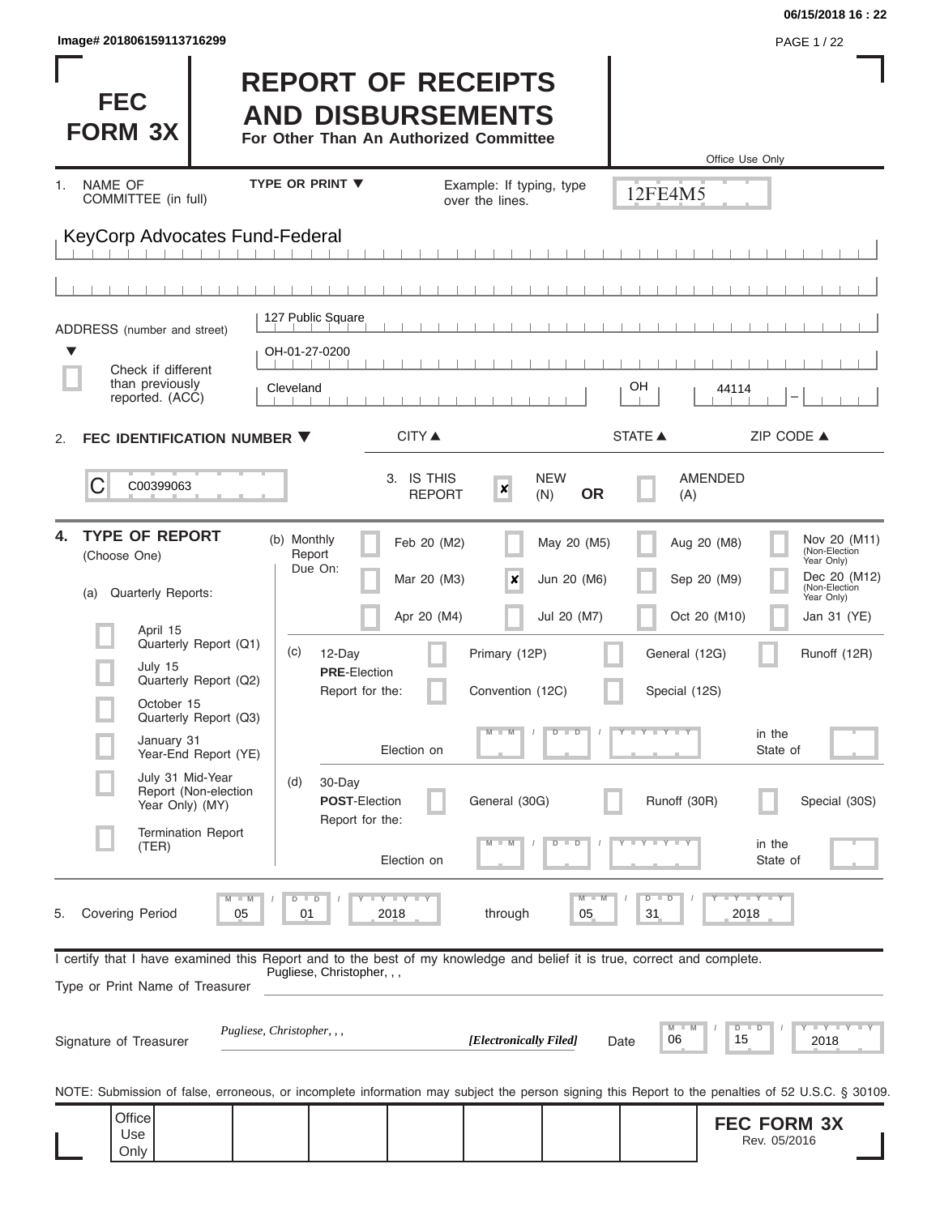Image# 201806159113716299

# FEC FORM 3X

# REPORT OF RECEIPTS AND DISBURSEMENTS

**For Other Than An Authorized Committee**

Office Use Only

12FE4M5

1. NAME OF COMMITTEE (in full) — TYPE OR PRINT ▼ — Example: If typing, type over the lines.

KeyCorp Advocates Fund-Federal

ADDRESS (number and street)

127 Public Square

OH-01-27-0200

☐ Check if different than previously reported. (ACC)

| CITY ▲ | STATE ▲ | ZIP CODE ▲ |
|---|---|---|
| Cleveland | OH | 44114 |

2. **FEC IDENTIFICATION NUMBER ▼**

C00399063

3. IS THIS REPORT — ☒ NEW (N) **OR** ☐ AMENDED (A)

4. **TYPE OF REPORT** (Choose One)

(a) Quarterly Reports:

- ☐ April 15 Quarterly Report (Q1)
- ☐ July 15 Quarterly Report (Q2)
- ☐ October 15 Quarterly Report (Q3)
- ☐ January 31 Year-End Report (YE)
- ☐ July 31 Mid-Year Report (Non-election Year Only) (MY)
- ☐ Termination Report (TER)

(b) Monthly Report Due On:

| | | | |
|---|---|---|---|
| ☐ Feb 20 (M2) | ☐ May 20 (M5) | ☐ Aug 20 (M8) | ☐ Nov 20 (M11) (Non-Election Year Only) |
| ☐ Mar 20 (M3) | ☒ Jun 20 (M6) | ☐ Sep 20 (M9) | ☐ Dec 20 (M12) (Non-Election Year Only) |
| ☐ Apr 20 (M4) | ☐ Jul 20 (M7) | ☐ Oct 20 (M10) | ☐ Jan 31 (YE) |

(c) 12-Day **PRE**-Election Report for the: ☐ Primary (12P) ☐ General (12G) ☐ Runoff (12R) ☐ Convention (12C) ☐ Special (12S)

Election on MM / DD / YYYY in the State of

(d) 30-Day **POST**-Election Report for the: ☐ General (30G) ☐ Runoff (30R) ☐ Special (30S)

Election on MM / DD / YYYY in the State of

5. Covering Period 05 / 01 / 2018 through 05 / 31 / 2018

I certify that I have examined this Report and to the best of my knowledge and belief it is true, correct and complete.

Type or Print Name of Treasurer: Pugliese, Christopher, , ,

Signature of Treasurer: *Pugliese, Christopher, , ,* ***[Electronically Filed]*** Date 06 / 15 / 2018

NOTE: Submission of false, erroneous, or incomplete information may subject the person signing this Report to the penalties of 52 U.S.C. § 30109.

Office Use Only

**FEC FORM 3X**
Rev. 05/2016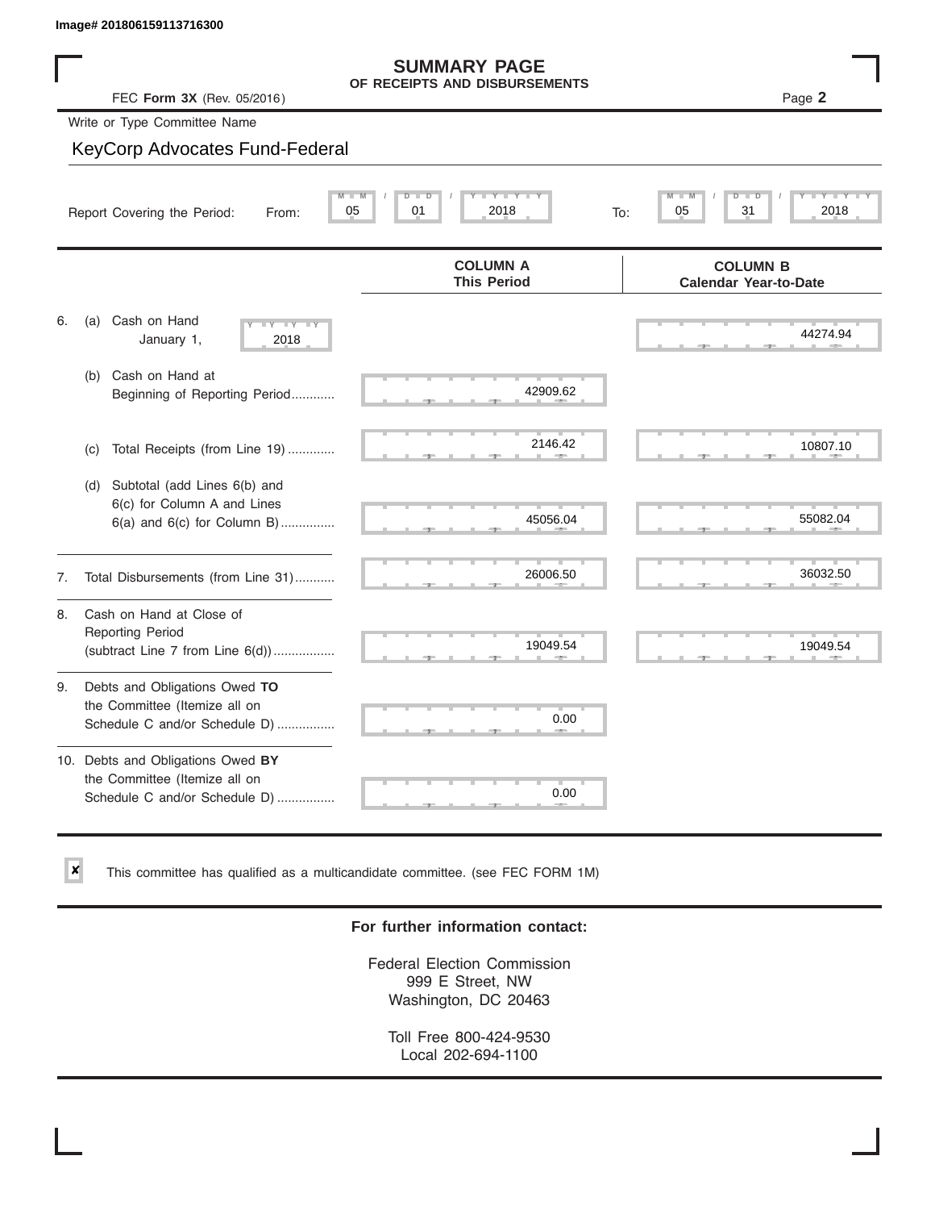Image# 201806159113716300

# SUMMARY PAGE
## OF RECEIPTS AND DISBURSEMENTS

FEC **Form 3X** (Rev. 05/2016)

Page **2**

Write or Type Committee Name

KeyCorp Advocates Fund-Federal

Report Covering the Period: From: 05 / 01 / 2018 To: 05 / 31 / 2018

| | COLUMN A This Period | COLUMN B Calendar Year-to-Date |
|---|---|---|
| 6. (a) Cash on Hand January 1, 2018 | | 44274.94 |
| (b) Cash on Hand at Beginning of Reporting Period............ | 42909.62 | |
| (c) Total Receipts (from Line 19) ............. | 2146.42 | 10807.10 |
| (d) Subtotal (add Lines 6(b) and 6(c) for Column A and Lines 6(a) and 6(c) for Column B)............... | 45056.04 | 55082.04 |
| 7. Total Disbursements (from Line 31)........... | 26006.50 | 36032.50 |
| 8. Cash on Hand at Close of Reporting Period (subtract Line 7 from Line 6(d))................. | 19049.54 | 19049.54 |
| 9. Debts and Obligations Owed **TO** the Committee (Itemize all on Schedule C and/or Schedule D) ................ | 0.00 | |
| 10. Debts and Obligations Owed **BY** the Committee (Itemize all on Schedule C and/or Schedule D) ................ | 0.00 | |

☒ This committee has qualified as a multicandidate committee. (see FEC FORM 1M)

**For further information contact:**

Federal Election Commission
999 E Street, NW
Washington, DC 20463

Toll Free 800-424-9530
Local 202-694-1100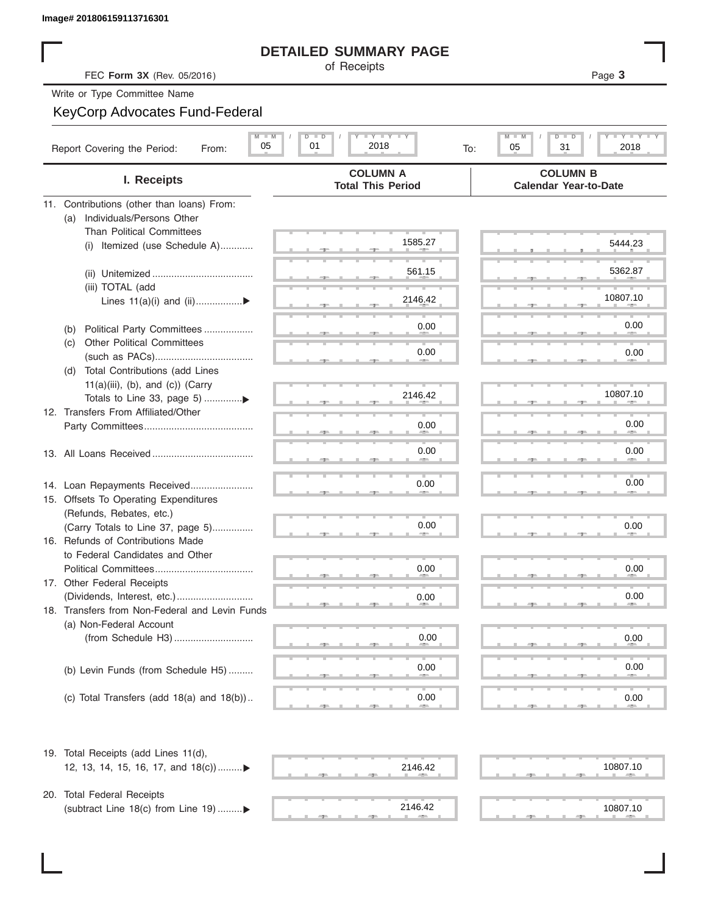Image# 201806159113716301

# DETAILED SUMMARY PAGE

of Receipts

FEC **Form 3X** (Rev. 05/2016)

Write or Type Committee Name

KeyCorp Advocates Fund-Federal

Report Covering the Period: From: 05 / 01 / 2018 To: 05 / 31 / 2018

| I. Receipts | COLUMN A Total This Period | COLUMN B Calendar Year-to-Date |
|---|---|---|
| 11. Contributions (other than loans) From: | | |
| (a) Individuals/Persons Other Than Political Committees | | |
| (i) Itemized (use Schedule A) | 1585.27 | 5444.23 |
| (ii) Unitemized | 561.15 | 5362.87 |
| (iii) TOTAL (add Lines 11(a)(i) and (ii) | 2146.42 | 10807.10 |
| (b) Political Party Committees | 0.00 | 0.00 |
| (c) Other Political Committees (such as PACs) | 0.00 | 0.00 |
| (d) Total Contributions (add Lines 11(a)(iii), (b), and (c)) (Carry Totals to Line 33, page 5) | 2146.42 | 10807.10 |
| 12. Transfers From Affiliated/Other Party Committees | 0.00 | 0.00 |
| 13. All Loans Received | 0.00 | 0.00 |
| 14. Loan Repayments Received | 0.00 | 0.00 |
| 15. Offsets To Operating Expenditures (Refunds, Rebates, etc.) (Carry Totals to Line 37, page 5) | 0.00 | 0.00 |
| 16. Refunds of Contributions Made to Federal Candidates and Other Political Committees | 0.00 | 0.00 |
| 17. Other Federal Receipts (Dividends, Interest, etc.) | 0.00 | 0.00 |
| 18. Transfers from Non-Federal and Levin Funds | | |
| (a) Non-Federal Account (from Schedule H3) | 0.00 | 0.00 |
| (b) Levin Funds (from Schedule H5) | 0.00 | 0.00 |
| (c) Total Transfers (add 18(a) and 18(b)) | 0.00 | 0.00 |
| 19. Total Receipts (add Lines 11(d), 12, 13, 14, 15, 16, 17, and 18(c)) | 2146.42 | 10807.10 |
| 20. Total Federal Receipts (subtract Line 18(c) from Line 19) | 2146.42 | 10807.10 |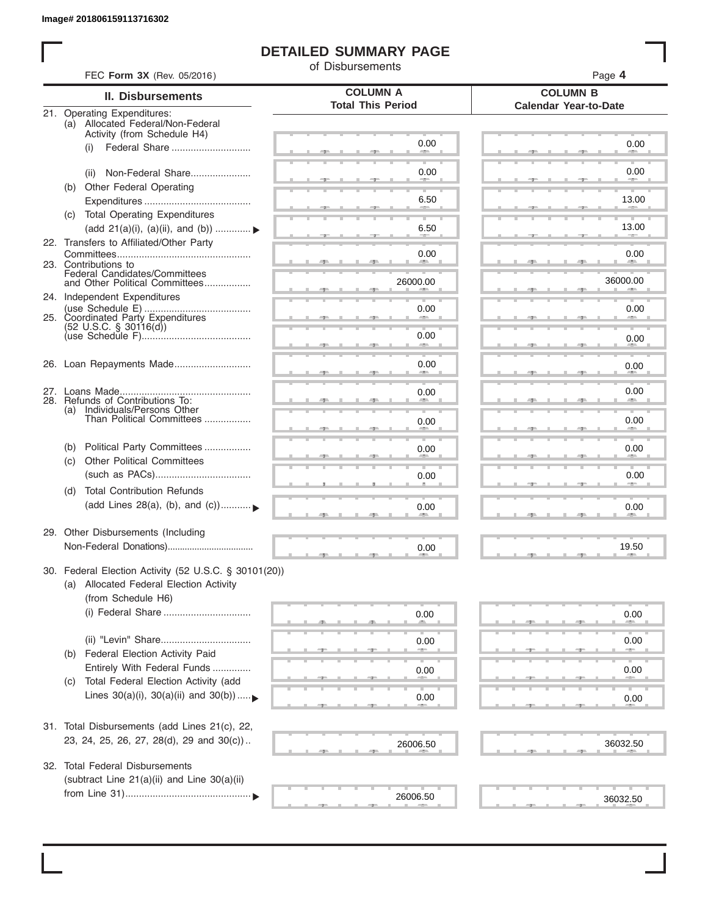Image# 201806159113716302

# DETAILED SUMMARY PAGE

of Disbursements

FEC **Form 3X** (Rev. 05/2016)

Page **4**

| II. Disbursements | COLUMN A Total This Period | COLUMN B Calendar Year-to-Date |
|---|---|---|
| 21. Operating Expenditures: | | |
| (a) Allocated Federal/Non-Federal Activity (from Schedule H4) | | |
| (i) Federal Share | 0.00 | 0.00 |
| (ii) Non-Federal Share | 0.00 | 0.00 |
| (b) Other Federal Operating Expenditures | 6.50 | 13.00 |
| (c) Total Operating Expenditures (add 21(a)(i), (a)(ii), and (b)) | 6.50 | 13.00 |
| 22. Transfers to Affiliated/Other Party Committees | 0.00 | 0.00 |
| 23. Contributions to Federal Candidates/Committees and Other Political Committees | 26000.00 | 36000.00 |
| 24. Independent Expenditures (use Schedule E) | 0.00 | 0.00 |
| 25. Coordinated Party Expenditures (52 U.S.C. § 30116(d)) (use Schedule F) | 0.00 | 0.00 |
| 26. Loan Repayments Made | 0.00 | 0.00 |
| 27. Loans Made | 0.00 | 0.00 |
| 28. Refunds of Contributions To: | | |
| (a) Individuals/Persons Other Than Political Committees | 0.00 | 0.00 |
| (b) Political Party Committees | 0.00 | 0.00 |
| (c) Other Political Committees (such as PACs) | 0.00 | 0.00 |
| (d) Total Contribution Refunds (add Lines 28(a), (b), and (c)) | 0.00 | 0.00 |
| 29. Other Disbursements (Including Non-Federal Donations) | 0.00 | 19.50 |
| 30. Federal Election Activity (52 U.S.C. § 30101(20)) | | |
| (a) Allocated Federal Election Activity (from Schedule H6) | | |
| (i) Federal Share | 0.00 | 0.00 |
| (ii) "Levin" Share | 0.00 | 0.00 |
| (b) Federal Election Activity Paid Entirely With Federal Funds | 0.00 | 0.00 |
| (c) Total Federal Election Activity (add Lines 30(a)(i), 30(a)(ii) and 30(b)) | 0.00 | 0.00 |
| 31. Total Disbursements (add Lines 21(c), 22, 23, 24, 25, 26, 27, 28(d), 29 and 30(c)) | 26006.50 | 36032.50 |
| 32. Total Federal Disbursements (subtract Line 21(a)(ii) and Line 30(a)(ii) from Line 31) | 26006.50 | 36032.50 |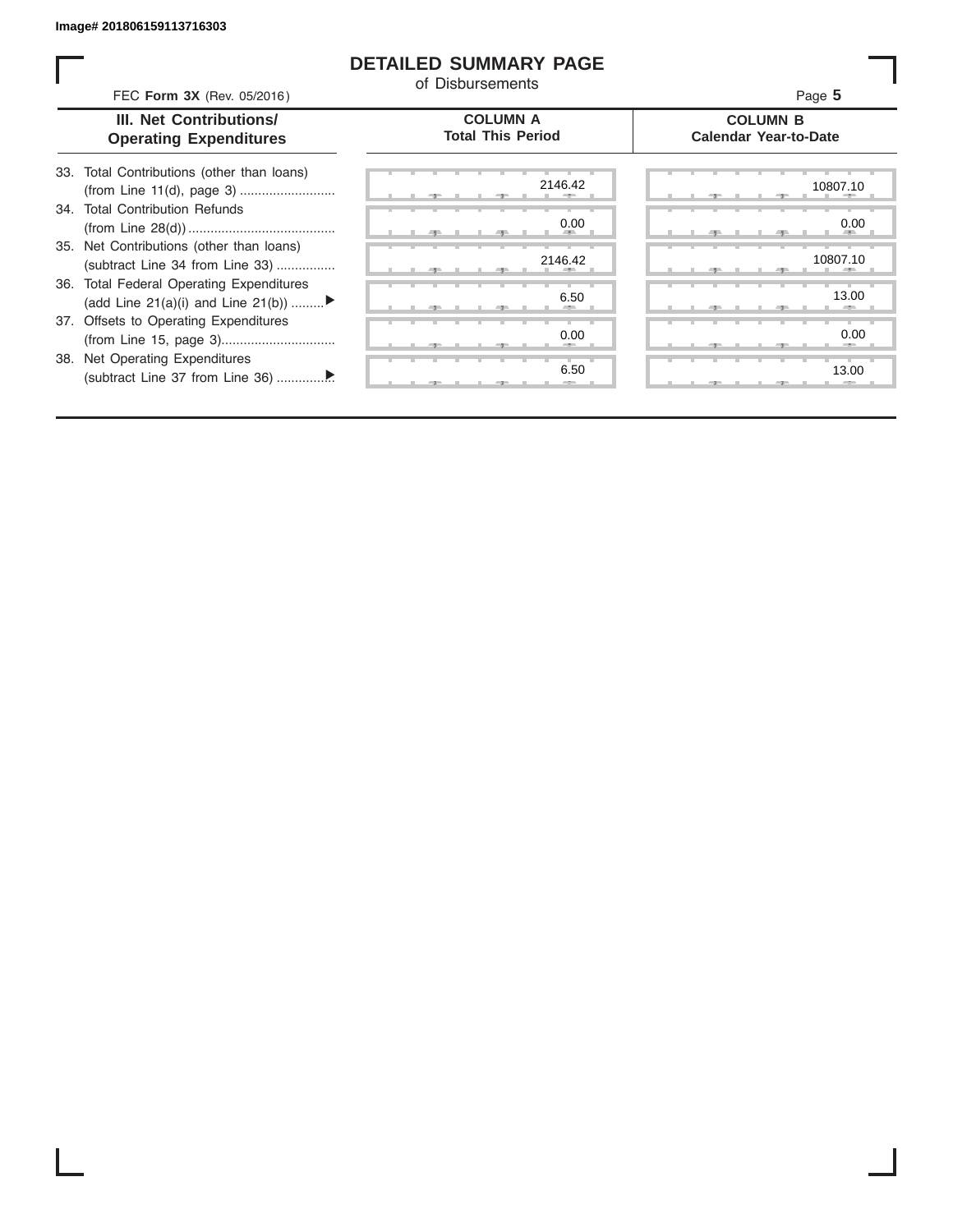Image# 201806159113716303

# DETAILED SUMMARY PAGE

of Disbursements

FEC **Form 3X** (Rev. 05/2016)

Page **5**

| III. Net Contributions/ Operating Expenditures | COLUMN A Total This Period | COLUMN B Calendar Year-to-Date |
|---|---|---|
| 33. Total Contributions (other than loans) (from Line 11(d), page 3) .......................... | 2146.42 | 10807.10 |
| 34. Total Contribution Refunds (from Line 28(d)) ........................................ | 0.00 | 0.00 |
| 35. Net Contributions (other than loans) (subtract Line 34 from Line 33) ................ | 2146.42 | 10807.10 |
| 36. Total Federal Operating Expenditures (add Line 21(a)(i) and Line 21(b)) ......... ▶ | 6.50 | 13.00 |
| 37. Offsets to Operating Expenditures (from Line 15, page 3)............................... | 0.00 | 0.00 |
| 38. Net Operating Expenditures (subtract Line 37 from Line 36) ............... ▶ | 6.50 | 13.00 |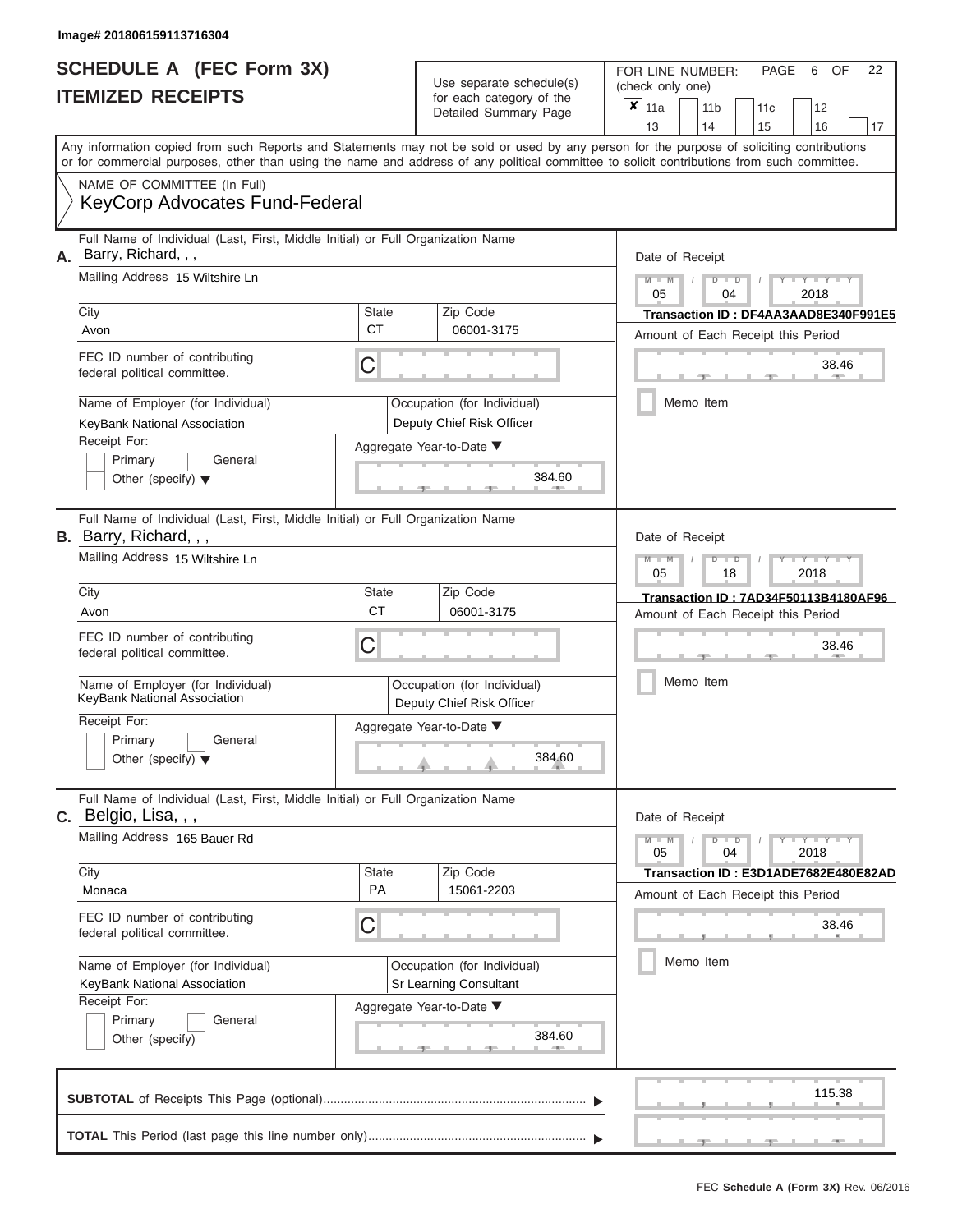Image# 201806159113716304

# SCHEDULE A (FEC Form 3X)
## ITEMIZED RECEIPTS

Use separate schedule(s) for each category of the Detailed Summary Page

FOR LINE NUMBER: (check only one)

- [x] 11a
- [ ] 11b
- [ ] 11c
- [ ] 12
- [ ] 13
- [ ] 14
- [ ] 15
- [ ] 16
- [ ] 17

Any information copied from such Reports and Statements may not be sold or used by any person for the purpose of soliciting contributions or for commercial purposes, other than using the name and address of any political committee to solicit contributions from such committee.

NAME OF COMMITTEE (In Full)
KeyCorp Advocates Fund-Federal

---

**A.** Full Name of Individual (Last, First, Middle Initial) or Full Organization Name: Barry, Richard, , ,

Mailing Address: 15 Wiltshire Ln

City: Avon | State: CT | Zip Code: 06001-3175

FEC ID number of contributing federal political committee: C

Name of Employer (for Individual): KeyBank National Association

Occupation (for Individual): Deputy Chief Risk Officer

Receipt For: Primary / General / Other (specify)

Aggregate Year-to-Date: 384.60

Date of Receipt: 05 / 04 / 2018

Transaction ID : DF4AA3AAD8E340F991E5

Amount of Each Receipt this Period: 38.46

Memo Item

---

**B.** Full Name of Individual (Last, First, Middle Initial) or Full Organization Name: Barry, Richard, , ,

Mailing Address: 15 Wiltshire Ln

City: Avon | State: CT | Zip Code: 06001-3175

FEC ID number of contributing federal political committee: C

Name of Employer (for Individual): KeyBank National Association

Occupation (for Individual): Deputy Chief Risk Officer

Receipt For: Primary / General / Other (specify)

Aggregate Year-to-Date: 384.60

Date of Receipt: 05 / 18 / 2018

Transaction ID : 7AD34F50113B4180AF96

Amount of Each Receipt this Period: 38.46

Memo Item

---

**C.** Full Name of Individual (Last, First, Middle Initial) or Full Organization Name: Belgio, Lisa, , ,

Mailing Address: 165 Bauer Rd

City: Monaca | State: PA | Zip Code: 15061-2203

FEC ID number of contributing federal political committee: C

Name of Employer (for Individual): KeyBank National Association

Occupation (for Individual): Sr Learning Consultant

Receipt For: Primary / General / Other (specify)

Aggregate Year-to-Date: 384.60

Date of Receipt: 05 / 04 / 2018

Transaction ID : E3D1ADE7682E480E82AD

Amount of Each Receipt this Period: 38.46

Memo Item

---

**SUBTOTAL** of Receipts This Page (optional): 115.38

**TOTAL** This Period (last page this line number only):

FEC Schedule A (Form 3X) Rev. 06/2016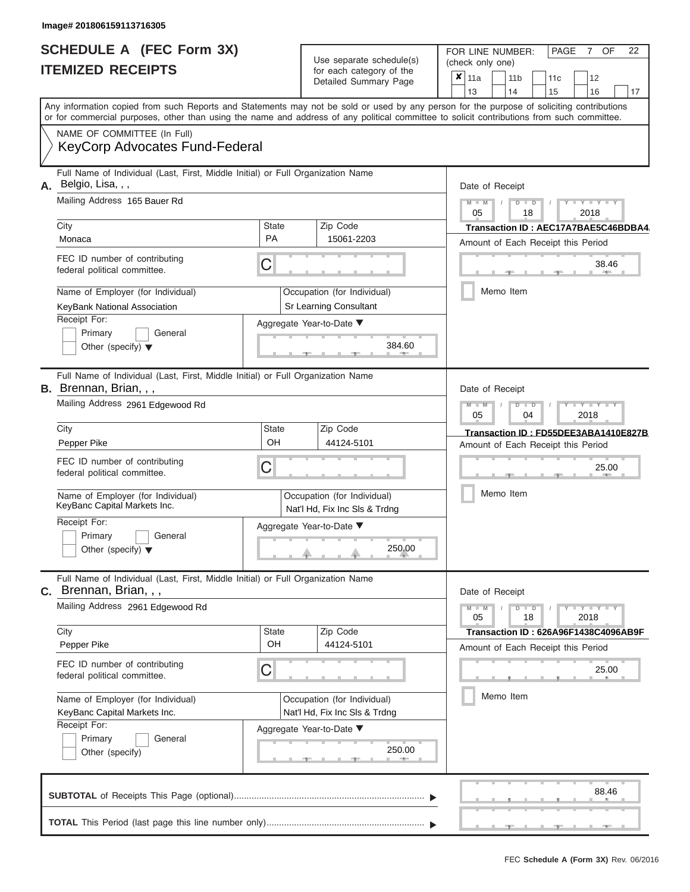Image# 201806159113716305

# SCHEDULE A (FEC Form 3X)
# ITEMIZED RECEIPTS

Use separate schedule(s) for each category of the Detailed Summary Page

FOR LINE NUMBER: (check only one)

- [x] 11a
- [ ] 11b
- [ ] 11c
- [ ] 12
- [ ] 13
- [ ] 14
- [ ] 15
- [ ] 16
- [ ] 17

PAGE 7 OF 22

Any information copied from such Reports and Statements may not be sold or used by any person for the purpose of soliciting contributions or for commercial purposes, other than using the name and address of any political committee to solicit contributions from such committee.

NAME OF COMMITTEE (In Full)
KeyCorp Advocates Fund-Federal

---

**A.** Full Name of Individual (Last, First, Middle Initial) or Full Organization Name: Belgio, Lisa, , ,

Mailing Address: 165 Bauer Rd

| City | State | Zip Code |
|---|---|---|
| Monaca | PA | 15061-2203 |

FEC ID number of contributing federal political committee: C

Name of Employer (for Individual): KeyBank National Association

Occupation (for Individual): Sr Learning Consultant

Receipt For: Primary / General / Other (specify)

Aggregate Year-to-Date: 384.60

Date of Receipt: 05 / 18 / 2018

Transaction ID : AEC17A7BAE5C46BDBA4

Amount of Each Receipt this Period: 38.46

Memo Item

---

**B.** Full Name of Individual (Last, First, Middle Initial) or Full Organization Name: Brennan, Brian, , ,

Mailing Address: 2961 Edgewood Rd

| City | State | Zip Code |
|---|---|---|
| Pepper Pike | OH | 44124-5101 |

FEC ID number of contributing federal political committee: C

Name of Employer (for Individual): KeyBanc Capital Markets Inc.

Occupation (for Individual): Nat'l Hd, Fix Inc Sls & Trdng

Receipt For: Primary / General / Other (specify)

Aggregate Year-to-Date: 250.00

Date of Receipt: 05 / 04 / 2018

Transaction ID : FD55DEE3ABA1410E827B

Amount of Each Receipt this Period: 25.00

Memo Item

---

**C.** Full Name of Individual (Last, First, Middle Initial) or Full Organization Name: Brennan, Brian, , ,

Mailing Address: 2961 Edgewood Rd

| City | State | Zip Code |
|---|---|---|
| Pepper Pike | OH | 44124-5101 |

FEC ID number of contributing federal political committee: C

Name of Employer (for Individual): KeyBanc Capital Markets Inc.

Occupation (for Individual): Nat'l Hd, Fix Inc Sls & Trdng

Receipt For: Primary / General / Other (specify)

Aggregate Year-to-Date: 250.00

Date of Receipt: 05 / 18 / 2018

Transaction ID : 626A96F1438C4096AB9F

Amount of Each Receipt this Period: 25.00

Memo Item

---

**SUBTOTAL** of Receipts This Page (optional): 88.46

**TOTAL** This Period (last page this line number only):

FEC Schedule A (Form 3X) Rev. 06/2016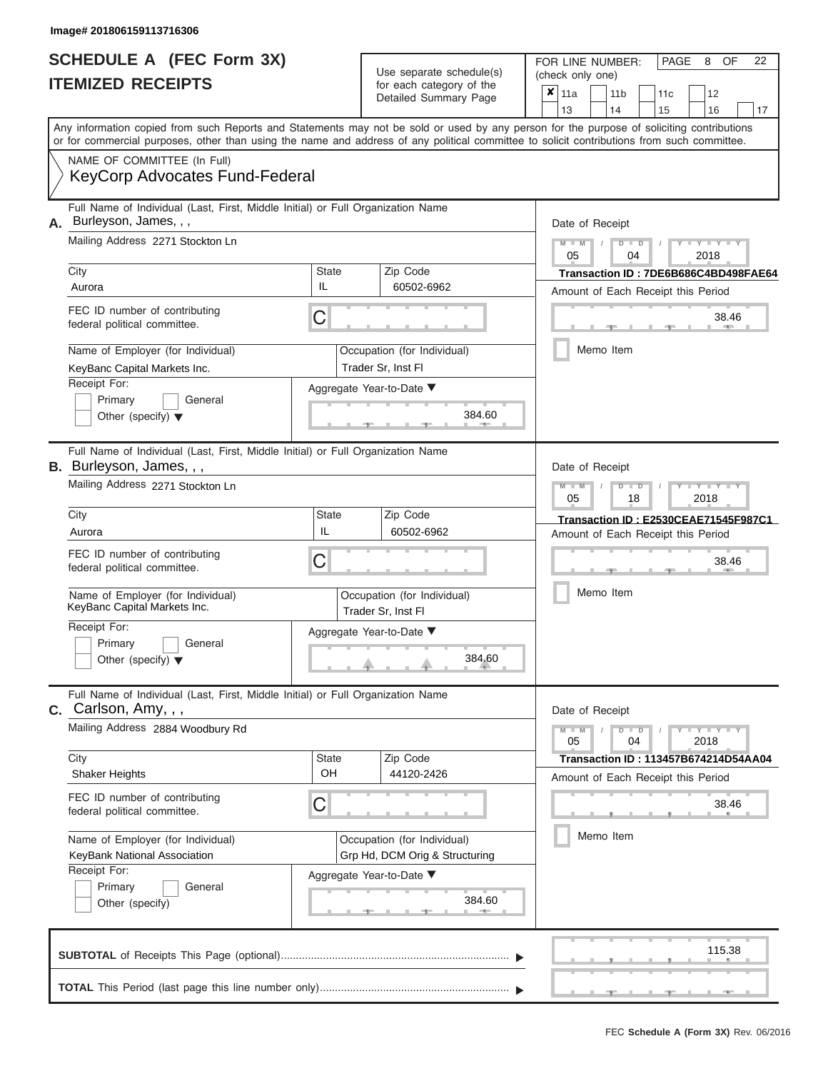Image# 201806159113716306

# SCHEDULE A (FEC Form 3X)
## ITEMIZED RECEIPTS

Use separate schedule(s) for each category of the Detailed Summary Page

FOR LINE NUMBER: (check only one)

- [x] 11a
- [ ] 11b
- [ ] 11c
- [ ] 12
- [ ] 13
- [ ] 14
- [ ] 15
- [ ] 16
- [ ] 17

Any information copied from such Reports and Statements may not be sold or used by any person for the purpose of soliciting contributions or for commercial purposes, other than using the name and address of any political committee to solicit contributions from such committee.

NAME OF COMMITTEE (In Full)
KeyCorp Advocates Fund-Federal

---

**A.** Full Name of Individual (Last, First, Middle Initial) or Full Organization Name: Burleyson, James, , ,

Mailing Address: 2271 Stockton Ln

City: Aurora | State: IL | Zip Code: 60502-6962

FEC ID number of contributing federal political committee: C

Name of Employer (for Individual): KeyBanc Capital Markets Inc.

Occupation (for Individual): Trader Sr, Inst FI

Receipt For: Primary / General / Other (specify)

Aggregate Year-to-Date: 384.60

Date of Receipt: 05 / 04 / 2018

Transaction ID : 7DE6B686C4BD498FAE64

Amount of Each Receipt this Period: 38.46

Memo Item

---

**B.** Full Name of Individual (Last, First, Middle Initial) or Full Organization Name: Burleyson, James, , ,

Mailing Address: 2271 Stockton Ln

City: Aurora | State: IL | Zip Code: 60502-6962

FEC ID number of contributing federal political committee: C

Name of Employer (for Individual): KeyBanc Capital Markets Inc.

Occupation (for Individual): Trader Sr, Inst FI

Receipt For: Primary / General / Other (specify)

Aggregate Year-to-Date: 384.60

Date of Receipt: 05 / 18 / 2018

Transaction ID : E2530CEAE71545F987C1

Amount of Each Receipt this Period: 38.46

Memo Item

---

**C.** Full Name of Individual (Last, First, Middle Initial) or Full Organization Name: Carlson, Amy, , ,

Mailing Address: 2884 Woodbury Rd

City: Shaker Heights | State: OH | Zip Code: 44120-2426

FEC ID number of contributing federal political committee: C

Name of Employer (for Individual): KeyBank National Association

Occupation (for Individual): Grp Hd, DCM Orig & Structuring

Receipt For: Primary / General / Other (specify)

Aggregate Year-to-Date: 384.60

Date of Receipt: 05 / 04 / 2018

Transaction ID : 113457B674214D54AA04

Amount of Each Receipt this Period: 38.46

Memo Item

---

**SUBTOTAL** of Receipts This Page (optional): 115.38

**TOTAL** This Period (last page this line number only):

FEC **Schedule A (Form 3X)** Rev. 06/2016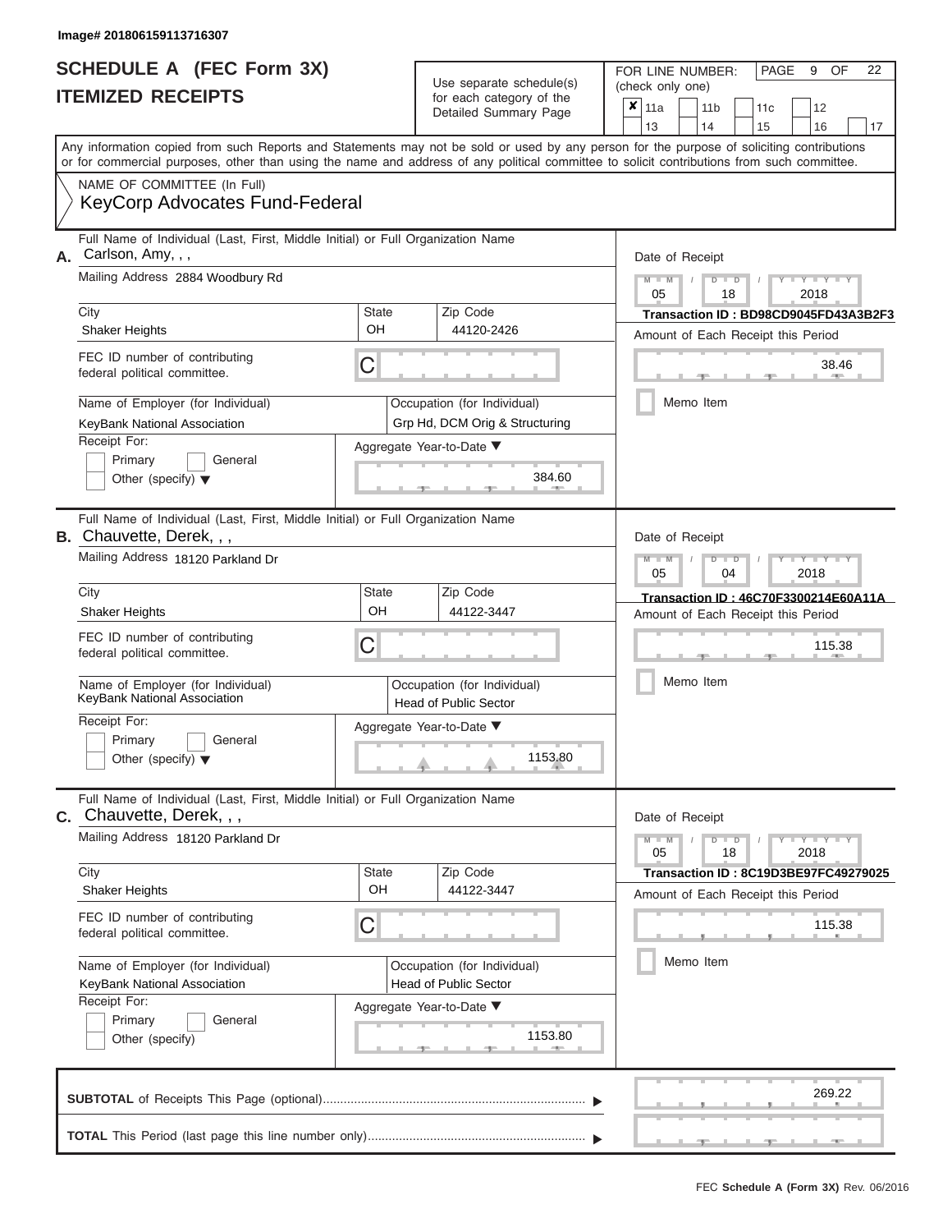Image# 201806159113716307

# SCHEDULE A (FEC Form 3X)
## ITEMIZED RECEIPTS

Use separate schedule(s) for each category of the Detailed Summary Page

FOR LINE NUMBER: (check only one)

- [x] 11a
- [ ] 11b
- [ ] 11c
- [ ] 12
- [ ] 13
- [ ] 14
- [ ] 15
- [ ] 16
- [ ] 17

PAGE 9 OF 22

Any information copied from such Reports and Statements may not be sold or used by any person for the purpose of soliciting contributions or for commercial purposes, other than using the name and address of any political committee to solicit contributions from such committee.

NAME OF COMMITTEE (In Full)
KeyCorp Advocates Fund-Federal

---

**A.** Full Name of Individual (Last, First, Middle Initial) or Full Organization Name: Carlson, Amy, , ,

Mailing Address: 2884 Woodbury Rd

City: Shaker Heights | State: OH | Zip Code: 44120-2426

FEC ID number of contributing federal political committee: C

Name of Employer (for Individual): KeyBank National Association

Occupation (for Individual): Grp Hd, DCM Orig & Structuring

Receipt For: Primary / General / Other (specify)

Aggregate Year-to-Date: 384.60

Date of Receipt: 05 / 18 / 2018

Transaction ID : BD98CD9045FD43A3B2F3

Amount of Each Receipt this Period: 38.46

Memo Item

---

**B.** Full Name of Individual (Last, First, Middle Initial) or Full Organization Name: Chauvette, Derek, , ,

Mailing Address: 18120 Parkland Dr

City: Shaker Heights | State: OH | Zip Code: 44122-3447

FEC ID number of contributing federal political committee: C

Name of Employer (for Individual): KeyBank National Association

Occupation (for Individual): Head of Public Sector

Receipt For: Primary / General / Other (specify)

Aggregate Year-to-Date: 1153.80

Date of Receipt: 05 / 04 / 2018

Transaction ID : 46C70F3300214E60A11A

Amount of Each Receipt this Period: 115.38

Memo Item

---

**C.** Full Name of Individual (Last, First, Middle Initial) or Full Organization Name: Chauvette, Derek, , ,

Mailing Address: 18120 Parkland Dr

City: Shaker Heights | State: OH | Zip Code: 44122-3447

FEC ID number of contributing federal political committee: C

Name of Employer (for Individual): KeyBank National Association

Occupation (for Individual): Head of Public Sector

Receipt For: Primary / General / Other (specify)

Aggregate Year-to-Date: 1153.80

Date of Receipt: 05 / 18 / 2018

Transaction ID : 8C19D3BE97FC49279025

Amount of Each Receipt this Period: 115.38

Memo Item

---

**SUBTOTAL** of Receipts This Page (optional): 269.22

**TOTAL** This Period (last page this line number only):

FEC Schedule A (Form 3X) Rev. 06/2016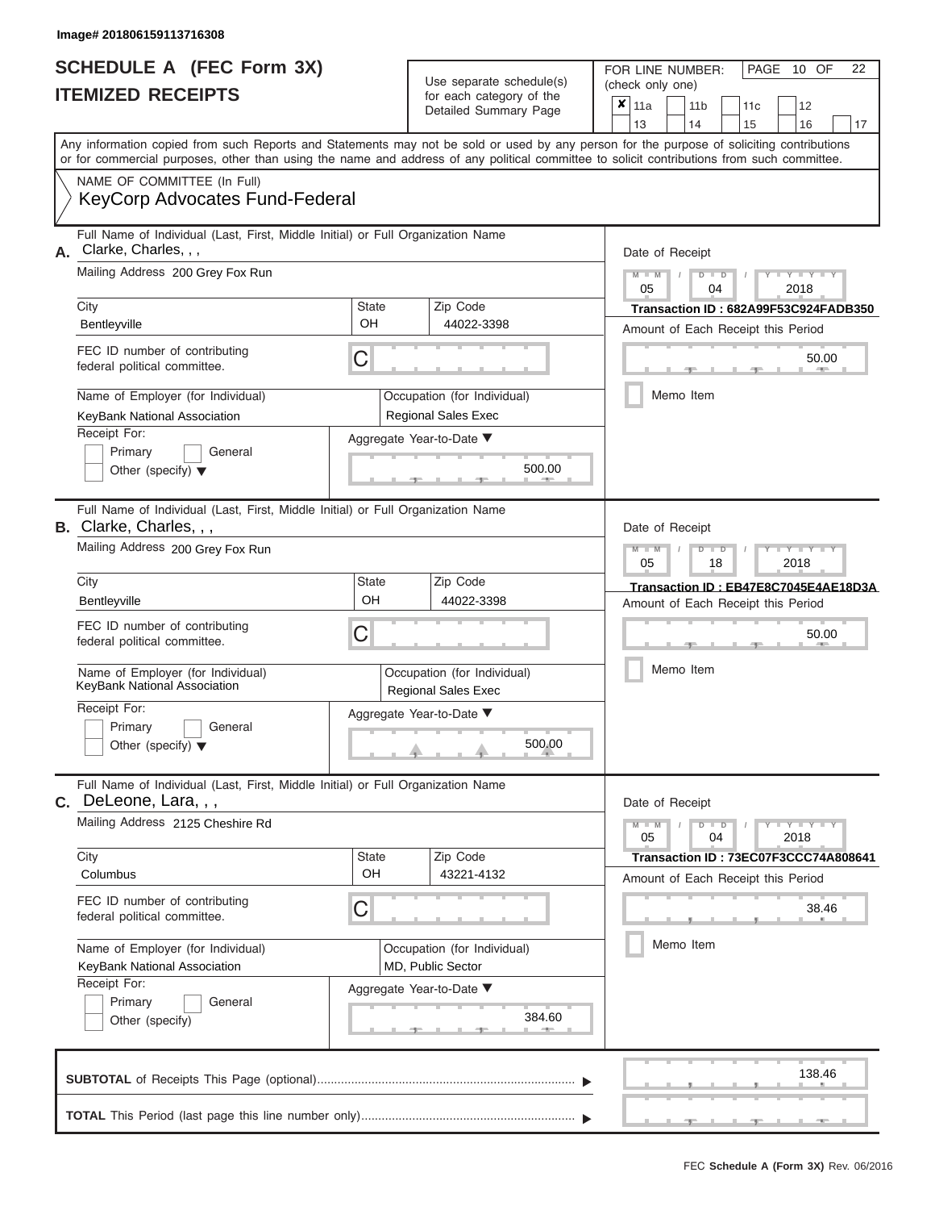Image# 201806159113716308

# SCHEDULE A (FEC Form 3X)
## ITEMIZED RECEIPTS

Use separate schedule(s) for each category of the Detailed Summary Page

FOR LINE NUMBER: (check only one)

- [x] 11a
- [ ] 11b
- [ ] 11c
- [ ] 12
- [ ] 13
- [ ] 14
- [ ] 15
- [ ] 16
- [ ] 17

PAGE 10 OF 22

Any information copied from such Reports and Statements may not be sold or used by any person for the purpose of soliciting contributions or for commercial purposes, other than using the name and address of any political committee to solicit contributions from such committee.

NAME OF COMMITTEE (In Full)
KeyCorp Advocates Fund-Federal

---

**A.** Full Name of Individual (Last, First, Middle Initial) or Full Organization Name: Clarke, Charles, , ,

Mailing Address: 200 Grey Fox Run

City: Bentleyville | State: OH | Zip Code: 44022-3398

FEC ID number of contributing federal political committee: C

Name of Employer (for Individual): KeyBank National Association

Occupation (for Individual): Regional Sales Exec

Receipt For: Primary / General / Other (specify)

Aggregate Year-to-Date: 500.00

Date of Receipt: 05 / 04 / 2018

Transaction ID : 682A99F53C924FADB350

Amount of Each Receipt this Period: 50.00

Memo Item

---

**B.** Full Name of Individual (Last, First, Middle Initial) or Full Organization Name: Clarke, Charles, , ,

Mailing Address: 200 Grey Fox Run

City: Bentleyville | State: OH | Zip Code: 44022-3398

FEC ID number of contributing federal political committee: C

Name of Employer (for Individual): KeyBank National Association

Occupation (for Individual): Regional Sales Exec

Receipt For: Primary / General / Other (specify)

Aggregate Year-to-Date: 500.00

Date of Receipt: 05 / 18 / 2018

Transaction ID : EB47E8C7045E4AE18D3A

Amount of Each Receipt this Period: 50.00

Memo Item

---

**C.** Full Name of Individual (Last, First, Middle Initial) or Full Organization Name: DeLeone, Lara, , ,

Mailing Address: 2125 Cheshire Rd

City: Columbus | State: OH | Zip Code: 43221-4132

FEC ID number of contributing federal political committee: C

Name of Employer (for Individual): KeyBank National Association

Occupation (for Individual): MD, Public Sector

Receipt For: Primary / General / Other (specify)

Aggregate Year-to-Date: 384.60

Date of Receipt: 05 / 04 / 2018

Transaction ID : 73EC07F3CCC74A808641

Amount of Each Receipt this Period: 38.46

Memo Item

---

**SUBTOTAL** of Receipts This Page (optional): 138.46

**TOTAL** This Period (last page this line number only):

FEC Schedule A (Form 3X) Rev. 06/2016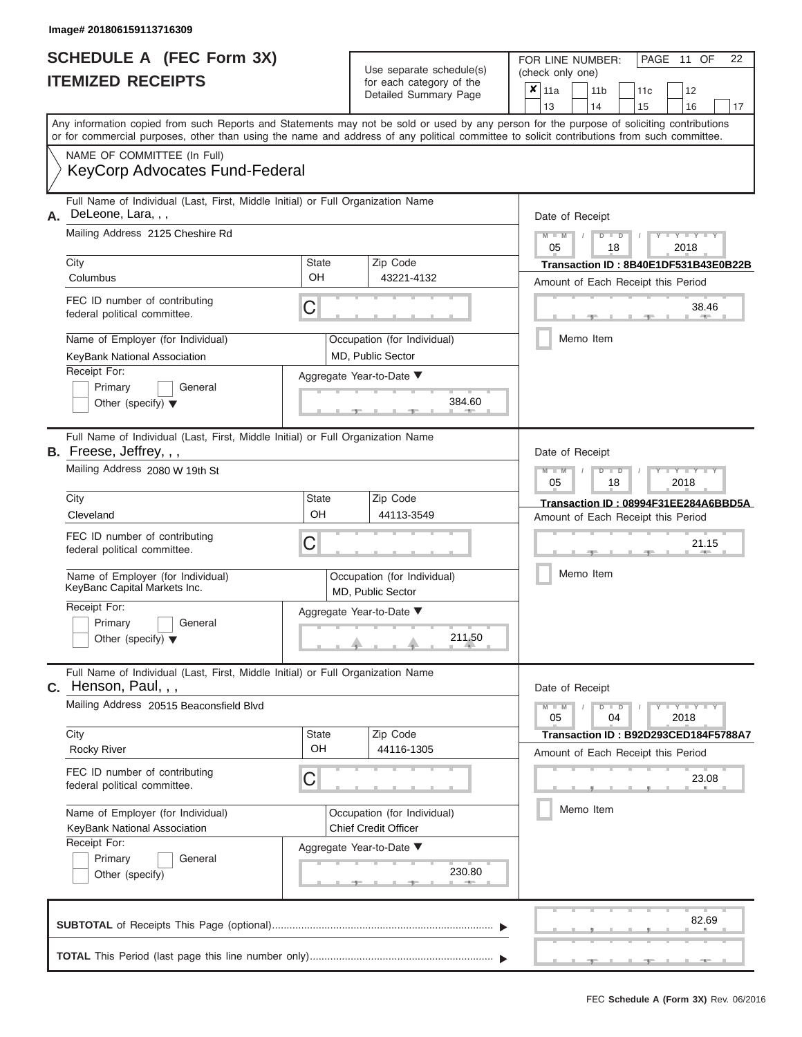Image# 201806159113716309

# SCHEDULE A (FEC Form 3X)
## ITEMIZED RECEIPTS

Use separate schedule(s) for each category of the Detailed Summary Page

FOR LINE NUMBER: (check only one)

- [x] 11a
- [ ] 11b
- [ ] 11c
- [ ] 12
- [ ] 13
- [ ] 14
- [ ] 15
- [ ] 16
- [ ] 17

Any information copied from such Reports and Statements may not be sold or used by any person for the purpose of soliciting contributions or for commercial purposes, other than using the name and address of any political committee to solicit contributions from such committee.

NAME OF COMMITTEE (In Full)
KeyCorp Advocates Fund-Federal

---

**A.** Full Name of Individual (Last, First, Middle Initial) or Full Organization Name: DeLeone, Lara, , ,

Mailing Address: 2125 Cheshire Rd

| City | State | Zip Code |
|---|---|---|
| Columbus | OH | 43221-4132 |

FEC ID number of contributing federal political committee: C

Name of Employer (for Individual): KeyBank National Association

Occupation (for Individual): MD, Public Sector

Receipt For: Primary / General / Other (specify)

Aggregate Year-to-Date: 384.60

Date of Receipt: 05 / 18 / 2018

Transaction ID : 8B40E1DF531B43E0B22B

Amount of Each Receipt this Period: 38.46

Memo Item

---

**B.** Full Name of Individual (Last, First, Middle Initial) or Full Organization Name: Freese, Jeffrey, , ,

Mailing Address: 2080 W 19th St

| City | State | Zip Code |
|---|---|---|
| Cleveland | OH | 44113-3549 |

FEC ID number of contributing federal political committee: C

Name of Employer (for Individual): KeyBanc Capital Markets Inc.

Occupation (for Individual): MD, Public Sector

Receipt For: Primary / General / Other (specify)

Aggregate Year-to-Date: 211.50

Date of Receipt: 05 / 18 / 2018

Transaction ID : 08994F31EE284A6BBD5A

Amount of Each Receipt this Period: 21.15

Memo Item

---

**C.** Full Name of Individual (Last, First, Middle Initial) or Full Organization Name: Henson, Paul, , ,

Mailing Address: 20515 Beaconsfield Blvd

| City | State | Zip Code |
|---|---|---|
| Rocky River | OH | 44116-1305 |

FEC ID number of contributing federal political committee: C

Name of Employer (for Individual): KeyBank National Association

Occupation (for Individual): Chief Credit Officer

Receipt For: Primary / General / Other (specify)

Aggregate Year-to-Date: 230.80

Date of Receipt: 05 / 04 / 2018

Transaction ID : B92D293CED184F5788A7

Amount of Each Receipt this Period: 23.08

Memo Item

---

**SUBTOTAL** of Receipts This Page (optional): 82.69

**TOTAL** This Period (last page this line number only):

FEC **Schedule A (Form 3X)** Rev. 06/2016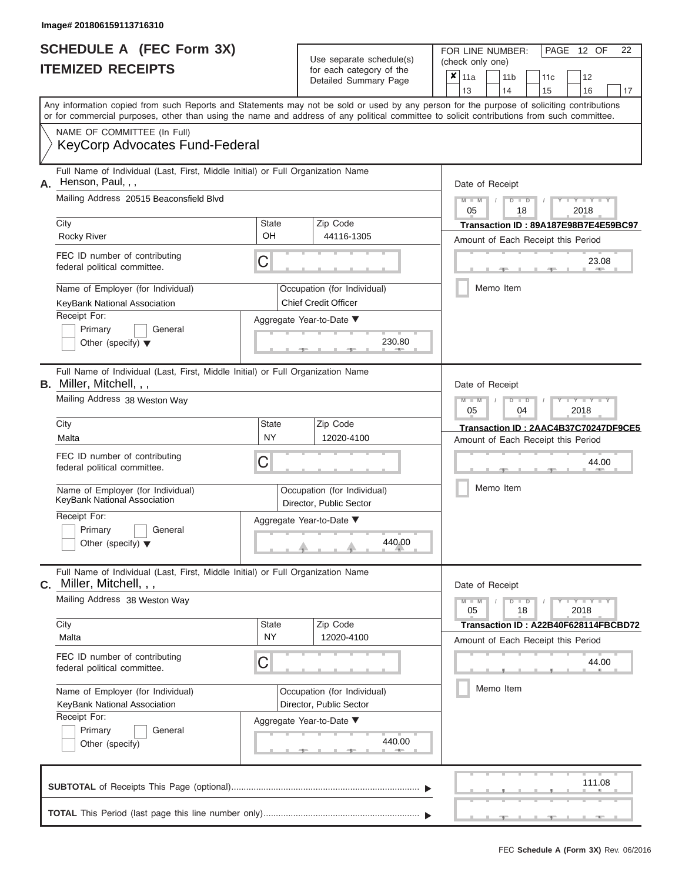Image# 201806159113716310

# SCHEDULE A (FEC Form 3X)
## ITEMIZED RECEIPTS

Use separate schedule(s) for each category of the Detailed Summary Page

FOR LINE NUMBER: (check only one)

- [x] 11a
- [ ] 11b
- [ ] 11c
- [ ] 12
- [ ] 13
- [ ] 14
- [ ] 15
- [ ] 16
- [ ] 17

Any information copied from such Reports and Statements may not be sold or used by any person for the purpose of soliciting contributions or for commercial purposes, other than using the name and address of any political committee to solicit contributions from such committee.

NAME OF COMMITTEE (In Full)
KeyCorp Advocates Fund-Federal

---

**A.** Full Name of Individual (Last, First, Middle Initial) or Full Organization Name: Henson, Paul, , ,

Mailing Address: 20515 Beaconsfield Blvd

City: Rocky River | State: OH | Zip Code: 44116-1305

FEC ID number of contributing federal political committee: C

Name of Employer (for Individual): KeyBank National Association

Occupation (for Individual): Chief Credit Officer

Receipt For: Primary / General / Other (specify)

Aggregate Year-to-Date: 230.80

Date of Receipt: 05 / 18 / 2018

Transaction ID : 89A187E98B7E4E59BC97

Amount of Each Receipt this Period: 23.08

Memo Item

---

**B.** Full Name of Individual (Last, First, Middle Initial) or Full Organization Name: Miller, Mitchell, , ,

Mailing Address: 38 Weston Way

City: Malta | State: NY | Zip Code: 12020-4100

FEC ID number of contributing federal political committee: C

Name of Employer (for Individual): KeyBank National Association

Occupation (for Individual): Director, Public Sector

Receipt For: Primary / General / Other (specify)

Aggregate Year-to-Date: 440.00

Date of Receipt: 05 / 04 / 2018

Transaction ID : 2AAC4B37C70247DF9CE5

Amount of Each Receipt this Period: 44.00

Memo Item

---

**C.** Full Name of Individual (Last, First, Middle Initial) or Full Organization Name: Miller, Mitchell, , ,

Mailing Address: 38 Weston Way

City: Malta | State: NY | Zip Code: 12020-4100

FEC ID number of contributing federal political committee: C

Name of Employer (for Individual): KeyBank National Association

Occupation (for Individual): Director, Public Sector

Receipt For: Primary / General / Other (specify)

Aggregate Year-to-Date: 440.00

Date of Receipt: 05 / 18 / 2018

Transaction ID : A22B40F628114FBCBD72

Amount of Each Receipt this Period: 44.00

Memo Item

---

**SUBTOTAL** of Receipts This Page (optional): 111.08

**TOTAL** This Period (last page this line number only):

FEC Schedule A (Form 3X) Rev. 06/2016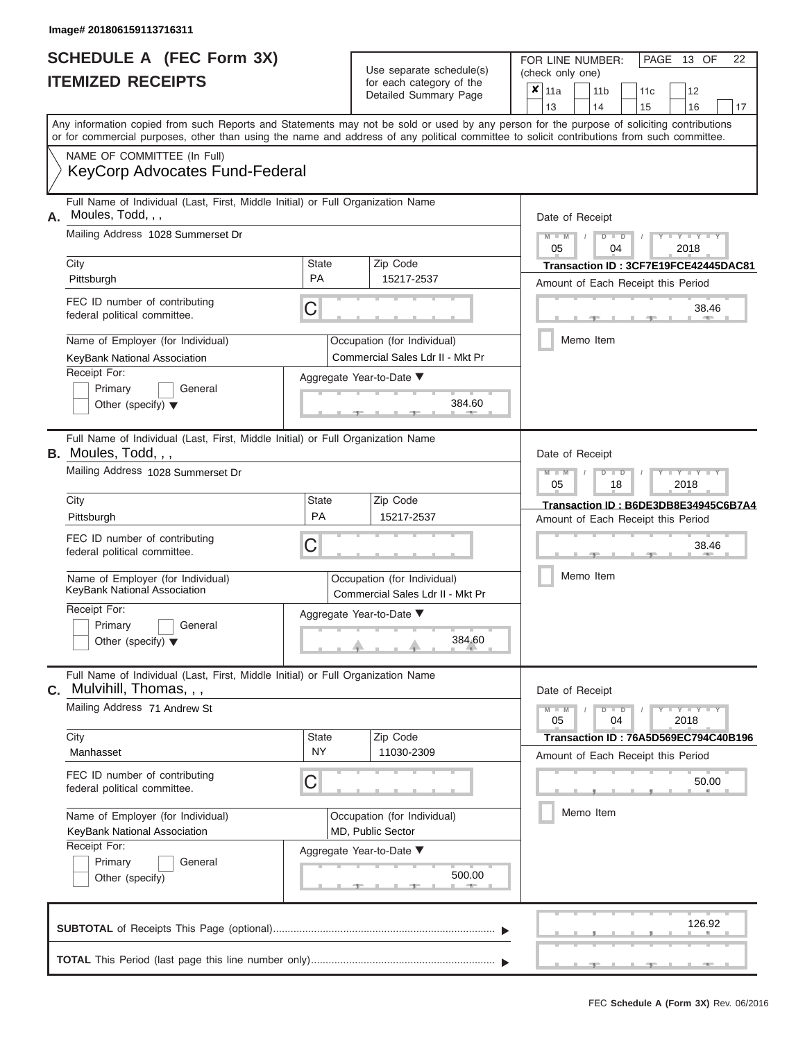Image# 201806159113716311

# SCHEDULE A (FEC Form 3X)
# ITEMIZED RECEIPTS

Use separate schedule(s) for each category of the Detailed Summary Page

FOR LINE NUMBER: (check only one)

- [x] 11a
- [ ] 11b
- [ ] 11c
- [ ] 12
- [ ] 13
- [ ] 14
- [ ] 15
- [ ] 16
- [ ] 17

Any information copied from such Reports and Statements may not be sold or used by any person for the purpose of soliciting contributions or for commercial purposes, other than using the name and address of any political committee to solicit contributions from such committee.

NAME OF COMMITTEE (In Full)
KeyCorp Advocates Fund-Federal

---

**A.** Full Name of Individual (Last, First, Middle Initial) or Full Organization Name: Moules, Todd, , ,

Mailing Address: 1028 Summerset Dr

City: Pittsburgh | State: PA | Zip Code: 15217-2537

FEC ID number of contributing federal political committee: C

Name of Employer (for Individual): KeyBank National Association

Occupation (for Individual): Commercial Sales Ldr II - Mkt Pr

Receipt For: Primary / General / Other (specify)

Aggregate Year-to-Date: 384.60

Date of Receipt: 05 / 04 / 2018

Transaction ID : 3CF7E19FCE42445DAC81

Amount of Each Receipt this Period: 38.46

Memo Item

---

**B.** Full Name of Individual (Last, First, Middle Initial) or Full Organization Name: Moules, Todd, , ,

Mailing Address: 1028 Summerset Dr

City: Pittsburgh | State: PA | Zip Code: 15217-2537

FEC ID number of contributing federal political committee: C

Name of Employer (for Individual): KeyBank National Association

Occupation (for Individual): Commercial Sales Ldr II - Mkt Pr

Receipt For: Primary / General / Other (specify)

Aggregate Year-to-Date: 384.60

Date of Receipt: 05 / 18 / 2018

Transaction ID : B6DE3DB8E34945C6B7A4

Amount of Each Receipt this Period: 38.46

Memo Item

---

**C.** Full Name of Individual (Last, First, Middle Initial) or Full Organization Name: Mulvihill, Thomas, , ,

Mailing Address: 71 Andrew St

City: Manhasset | State: NY | Zip Code: 11030-2309

FEC ID number of contributing federal political committee: C

Name of Employer (for Individual): KeyBank National Association

Occupation (for Individual): MD, Public Sector

Receipt For: Primary / General / Other (specify)

Aggregate Year-to-Date: 500.00

Date of Receipt: 05 / 04 / 2018

Transaction ID : 76A5D569EC794C40B196

Amount of Each Receipt this Period: 50.00

Memo Item

---

**SUBTOTAL** of Receipts This Page (optional): 126.92

**TOTAL** This Period (last page this line number only):

FEC Schedule A (Form 3X) Rev. 06/2016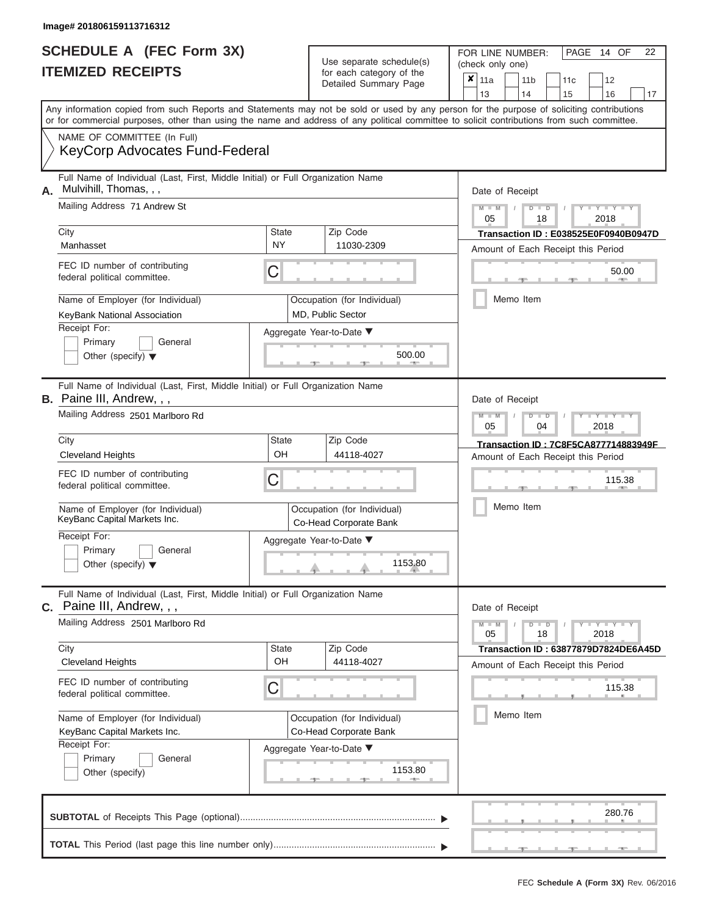Image# 201806159113716312

# SCHEDULE A (FEC Form 3X)
# ITEMIZED RECEIPTS

Use separate schedule(s) for each category of the Detailed Summary Page

FOR LINE NUMBER: (check only one)

| ✘ | 11a | | 11b | | 11c | | 12 | |
|---|---|---|---|---|---|---|---|---|
| | 13 | | 14 | | 15 | | 16 | 17 |

PAGE 14 OF 22

Any information copied from such Reports and Statements may not be sold or used by any person for the purpose of soliciting contributions or for commercial purposes, other than using the name and address of any political committee to solicit contributions from such committee.

NAME OF COMMITTEE (In Full)
KeyCorp Advocates Fund-Federal

---

**A.** Full Name of Individual (Last, First, Middle Initial) or Full Organization Name: Mulvihill, Thomas, , ,

Mailing Address: 71 Andrew St

City: Manhasset | State: NY | Zip Code: 11030-2309

FEC ID number of contributing federal political committee: C

Name of Employer (for Individual): KeyBank National Association

Occupation (for Individual): MD, Public Sector

Receipt For: Primary / General / Other (specify)

Aggregate Year-to-Date: 500.00

Date of Receipt: 05 / 18 / 2018

Transaction ID : E038525E0F0940B0947D

Amount of Each Receipt this Period: 50.00

Memo Item

---

**B.** Full Name of Individual (Last, First, Middle Initial) or Full Organization Name: Paine III, Andrew, , ,

Mailing Address: 2501 Marlboro Rd

City: Cleveland Heights | State: OH | Zip Code: 44118-4027

FEC ID number of contributing federal political committee: C

Name of Employer (for Individual): KeyBanc Capital Markets Inc.

Occupation (for Individual): Co-Head Corporate Bank

Receipt For: Primary / General / Other (specify)

Aggregate Year-to-Date: 1153.80

Date of Receipt: 05 / 04 / 2018

Transaction ID : 7C8F5CA877714883949F

Amount of Each Receipt this Period: 115.38

Memo Item

---

**C.** Full Name of Individual (Last, First, Middle Initial) or Full Organization Name: Paine III, Andrew, , ,

Mailing Address: 2501 Marlboro Rd

City: Cleveland Heights | State: OH | Zip Code: 44118-4027

FEC ID number of contributing federal political committee: C

Name of Employer (for Individual): KeyBanc Capital Markets Inc.

Occupation (for Individual): Co-Head Corporate Bank

Receipt For: Primary / General / Other (specify)

Aggregate Year-to-Date: 1153.80

Date of Receipt: 05 / 18 / 2018

Transaction ID : 63877879D7824DE6A45D

Amount of Each Receipt this Period: 115.38

Memo Item

---

**SUBTOTAL** of Receipts This Page (optional): 280.76

**TOTAL** This Period (last page this line number only):

FEC Schedule A (Form 3X) Rev. 06/2016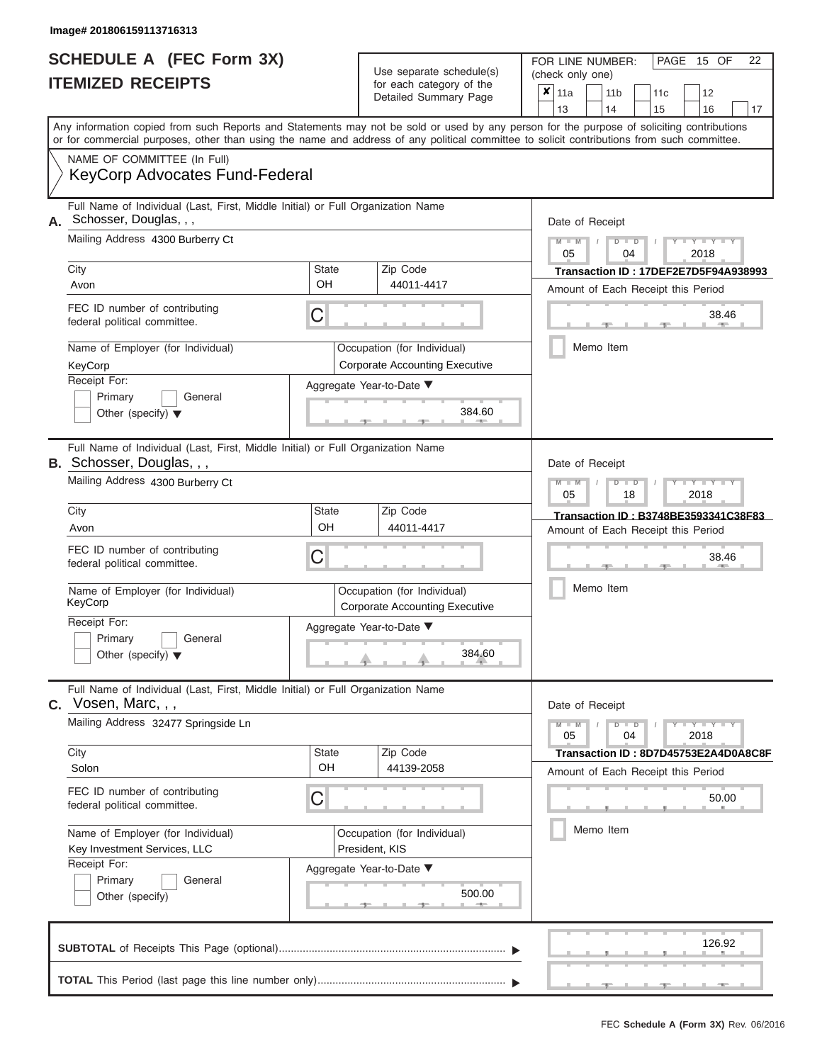Image# 201806159113716313

# SCHEDULE A (FEC Form 3X)
# ITEMIZED RECEIPTS

Use separate schedule(s) for each category of the Detailed Summary Page

FOR LINE NUMBER: (check only one)

- [x] 11a
- [ ] 11b
- [ ] 11c
- [ ] 12
- [ ] 13
- [ ] 14
- [ ] 15
- [ ] 16
- [ ] 17

PAGE 15 OF 22

Any information copied from such Reports and Statements may not be sold or used by any person for the purpose of soliciting contributions or for commercial purposes, other than using the name and address of any political committee to solicit contributions from such committee.

NAME OF COMMITTEE (In Full)
KeyCorp Advocates Fund-Federal

---

**A.** Full Name of Individual (Last, First, Middle Initial) or Full Organization Name: Schosser, Douglas, , ,

Mailing Address: 4300 Burberry Ct

| City | State | Zip Code |
|---|---|---|
| Avon | OH | 44011-4417 |

FEC ID number of contributing federal political committee: C

Name of Employer (for Individual): KeyCorp

Occupation (for Individual): Corporate Accounting Executive

Receipt For: Primary / General / Other (specify)

Aggregate Year-to-Date: 384.60

Date of Receipt: 05 / 04 / 2018

Transaction ID : 17DEF2E7D5F94A938993

Amount of Each Receipt this Period: 38.46

Memo Item

---

**B.** Full Name of Individual (Last, First, Middle Initial) or Full Organization Name: Schosser, Douglas, , ,

Mailing Address: 4300 Burberry Ct

| City | State | Zip Code |
|---|---|---|
| Avon | OH | 44011-4417 |

FEC ID number of contributing federal political committee: C

Name of Employer (for Individual): KeyCorp

Occupation (for Individual): Corporate Accounting Executive

Receipt For: Primary / General / Other (specify)

Aggregate Year-to-Date: 384.60

Date of Receipt: 05 / 18 / 2018

Transaction ID : B3748BE3593341C38F83

Amount of Each Receipt this Period: 38.46

Memo Item

---

**C.** Full Name of Individual (Last, First, Middle Initial) or Full Organization Name: Vosen, Marc, , ,

Mailing Address: 32477 Springside Ln

| City | State | Zip Code |
|---|---|---|
| Solon | OH | 44139-2058 |

FEC ID number of contributing federal political committee: C

Name of Employer (for Individual): Key Investment Services, LLC

Occupation (for Individual): President, KIS

Receipt For: Primary / General / Other (specify)

Aggregate Year-to-Date: 500.00

Date of Receipt: 05 / 04 / 2018

Transaction ID : 8D7D45753E2A4D0A8C8F

Amount of Each Receipt this Period: 50.00

Memo Item

---

**SUBTOTAL** of Receipts This Page (optional): 126.92

**TOTAL** This Period (last page this line number only):

FEC Schedule A (Form 3X) Rev. 06/2016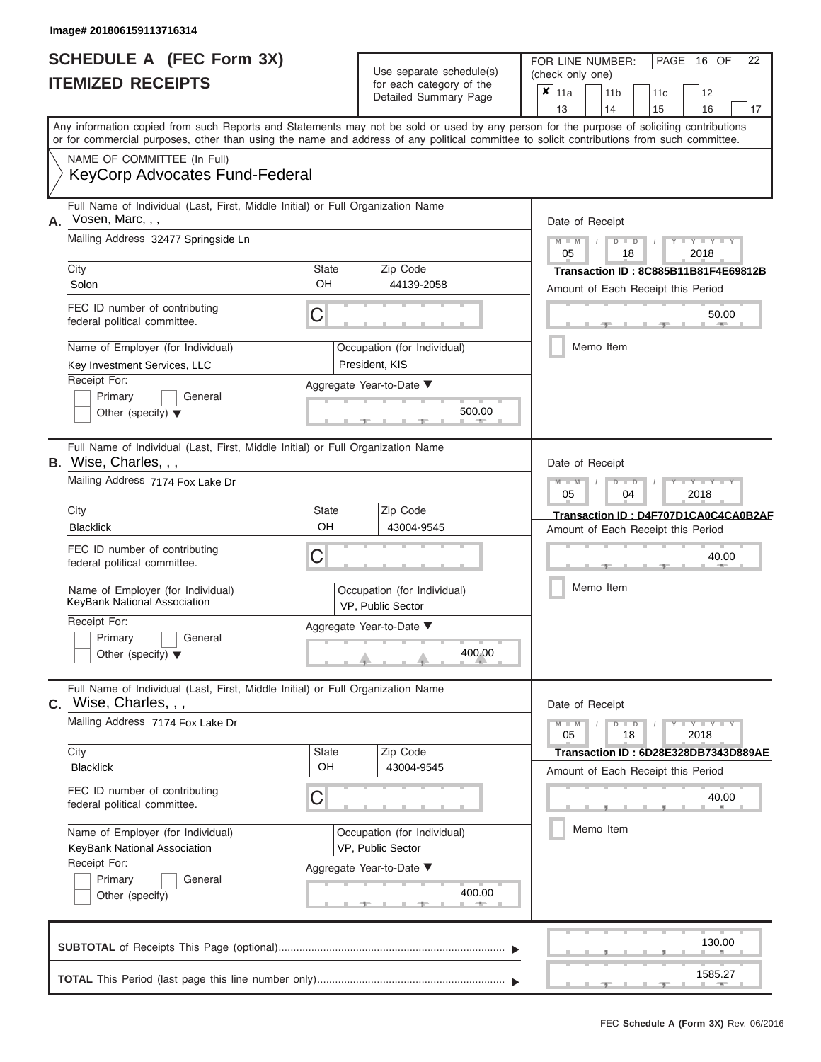Image# 201806159113716314

# SCHEDULE A (FEC Form 3X)
## ITEMIZED RECEIPTS

Use separate schedule(s) for each category of the Detailed Summary Page

FOR LINE NUMBER: (check only one)

- [x] 11a
- [ ] 11b
- [ ] 11c
- [ ] 12
- [ ] 13
- [ ] 14
- [ ] 15
- [ ] 16
- [ ] 17

PAGE 16 OF 22

Any information copied from such Reports and Statements may not be sold or used by any person for the purpose of soliciting contributions or for commercial purposes, other than using the name and address of any political committee to solicit contributions from such committee.

NAME OF COMMITTEE (In Full)
KeyCorp Advocates Fund-Federal

---

**A.** Full Name of Individual (Last, First, Middle Initial) or Full Organization Name: Vosen, Marc, , ,

Mailing Address: 32477 Springside Ln

City: Solon | State: OH | Zip Code: 44139-2058

FEC ID number of contributing federal political committee: C

Name of Employer (for Individual): Key Investment Services, LLC

Occupation (for Individual): President, KIS

Receipt For: Primary / General / Other (specify)

Aggregate Year-to-Date: 500.00

Date of Receipt: 05 / 18 / 2018

Transaction ID : 8C885B11B81F4E69812B

Amount of Each Receipt this Period: 50.00

Memo Item

---

**B.** Full Name of Individual (Last, First, Middle Initial) or Full Organization Name: Wise, Charles, , ,

Mailing Address: 7174 Fox Lake Dr

City: Blacklick | State: OH | Zip Code: 43004-9545

FEC ID number of contributing federal political committee: C

Name of Employer (for Individual): KeyBank National Association

Occupation (for Individual): VP, Public Sector

Receipt For: Primary / General / Other (specify)

Aggregate Year-to-Date: 400.00

Date of Receipt: 05 / 04 / 2018

Transaction ID : D4F707D1CA0C4CA0B2AF

Amount of Each Receipt this Period: 40.00

Memo Item

---

**C.** Full Name of Individual (Last, First, Middle Initial) or Full Organization Name: Wise, Charles, , ,

Mailing Address: 7174 Fox Lake Dr

City: Blacklick | State: OH | Zip Code: 43004-9545

FEC ID number of contributing federal political committee: C

Name of Employer (for Individual): KeyBank National Association

Occupation (for Individual): VP, Public Sector

Receipt For: Primary / General / Other (specify)

Aggregate Year-to-Date: 400.00

Date of Receipt: 05 / 18 / 2018

Transaction ID : 6D28E328DB7343D889AE

Amount of Each Receipt this Period: 40.00

Memo Item

---

**SUBTOTAL** of Receipts This Page (optional): 130.00

**TOTAL** This Period (last page this line number only): 1585.27

FEC Schedule A (Form 3X) Rev. 06/2016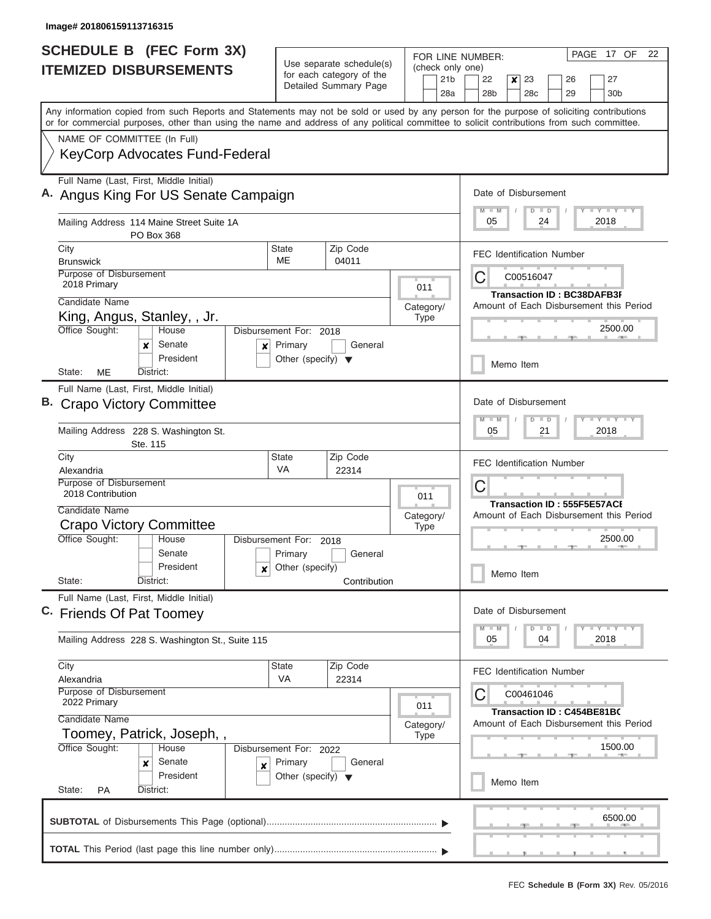Image# 201806159113716315

# SCHEDULE B (FEC Form 3X)
## ITEMIZED DISBURSEMENTS

Use separate schedule(s) for each category of the Detailed Summary Page

FOR LINE NUMBER: (check only one)
21b, 22, [x] 23, 26, 27, 28a, 28b, 28c, 29, 30b

Any information copied from such Reports and Statements may not be sold or used by any person for the purpose of soliciting contributions or for commercial purposes, other than using the name and address of any political committee to solicit contributions from such committee.

NAME OF COMMITTEE (In Full)
KeyCorp Advocates Fund-Federal

---

**A.** Full Name (Last, First, Middle Initial): Angus King For US Senate Campaign

Mailing Address: 114 Maine Street Suite 1A, PO Box 368

City: Brunswick | State: ME | Zip Code: 04011

Purpose of Disbursement: 2018 Primary

Category/Type: 011

Candidate Name: King, Angus, Stanley, , Jr.

Office Sought: [x] Senate

State: ME | District:

Disbursement For: 2018 [x] Primary

Date of Disbursement: 05/24/2018

FEC Identification Number: C00516047

Transaction ID : BC38DAFB3F

Amount of Each Disbursement this Period: 2500.00

Memo Item

---

**B.** Full Name (Last, First, Middle Initial): Crapo Victory Committee

Mailing Address: 228 S. Washington St. Ste. 115

City: Alexandria | State: VA | Zip Code: 22314

Purpose of Disbursement: 2018 Contribution

Category/Type: 011

Candidate Name: Crapo Victory Committee

Office Sought:

State: | District:

Disbursement For: 2018 [x] Other (specify): Contribution

Date of Disbursement: 05/21/2018

FEC Identification Number: C

Transaction ID : 555F5E57ACE

Amount of Each Disbursement this Period: 2500.00

Memo Item

---

**C.** Full Name (Last, First, Middle Initial): Friends Of Pat Toomey

Mailing Address: 228 S. Washington St., Suite 115

City: Alexandria | State: VA | Zip Code: 22314

Purpose of Disbursement: 2022 Primary

Category/Type: 011

Candidate Name: Toomey, Patrick, Joseph, ,

Office Sought: [x] Senate

State: PA | District:

Disbursement For: 2022 [x] Primary

Date of Disbursement: 05/04/2018

FEC Identification Number: C00461046

Transaction ID : C454BE81BC

Amount of Each Disbursement this Period: 1500.00

Memo Item

---

**SUBTOTAL** of Disbursements This Page (optional): 6500.00

**TOTAL** This Period (last page this line number only):

FEC Schedule B (Form 3X) Rev. 05/2016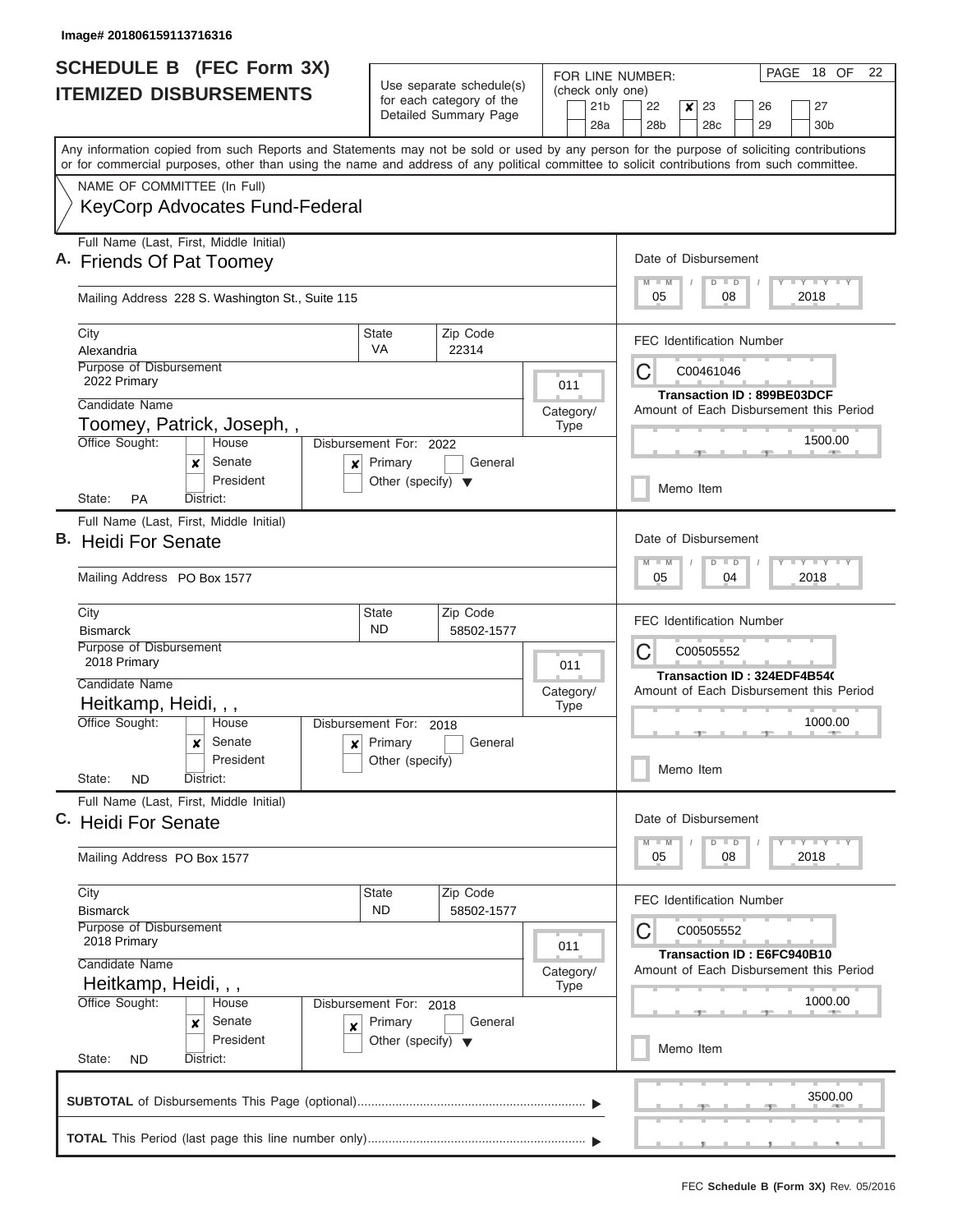Image# 201806159113716316

# SCHEDULE B (FEC Form 3X)
## ITEMIZED DISBURSEMENTS

Use separate schedule(s) for each category of the Detailed Summary Page

FOR LINE NUMBER: (check only one)
21b | 22 | **X** 23 | 26 | 27
28a | 28b | 28c | 29 | 30b

PAGE 18 OF 22

Any information copied from such Reports and Statements may not be sold or used by any person for the purpose of soliciting contributions or for commercial purposes, other than using the name and address of any political committee to solicit contributions from such committee.

NAME OF COMMITTEE (In Full)
KeyCorp Advocates Fund-Federal

---

**A.** Full Name (Last, First, Middle Initial): Friends Of Pat Toomey

Mailing Address: 228 S. Washington St., Suite 115

City: Alexandria | State: VA | Zip Code: 22314

Purpose of Disbursement: 2022 Primary

Category/Type: 011

Candidate Name: Toomey, Patrick, Joseph, ,

Office Sought: Senate (X)

Disbursement For: 2022 — Primary (X)

State: PA | District:

Date of Disbursement: 05 / 08 / 2018

FEC Identification Number: C00461046

Transaction ID : 899BE03DCF

Amount of Each Disbursement this Period: 1500.00

Memo Item

---

**B.** Full Name (Last, First, Middle Initial): Heidi For Senate

Mailing Address: PO Box 1577

City: Bismarck | State: ND | Zip Code: 58502-1577

Purpose of Disbursement: 2018 Primary

Category/Type: 011

Candidate Name: Heitkamp, Heidi, , ,

Office Sought: Senate (X)

Disbursement For: 2018 — Primary (X)

State: ND | District:

Date of Disbursement: 05 / 04 / 2018

FEC Identification Number: C00505552

Transaction ID : 324EDF4B54(

Amount of Each Disbursement this Period: 1000.00

Memo Item

---

**C.** Full Name (Last, First, Middle Initial): Heidi For Senate

Mailing Address: PO Box 1577

City: Bismarck | State: ND | Zip Code: 58502-1577

Purpose of Disbursement: 2018 Primary

Category/Type: 011

Candidate Name: Heitkamp, Heidi, , ,

Office Sought: Senate (X)

Disbursement For: 2018 — Primary (X)

State: ND | District:

Date of Disbursement: 05 / 08 / 2018

FEC Identification Number: C00505552

Transaction ID : E6FC940B10

Amount of Each Disbursement this Period: 1000.00

Memo Item

---

**SUBTOTAL** of Disbursements This Page (optional): 3500.00

**TOTAL** This Period (last page this line number only):

FEC **Schedule B (Form 3X)** Rev. 05/2016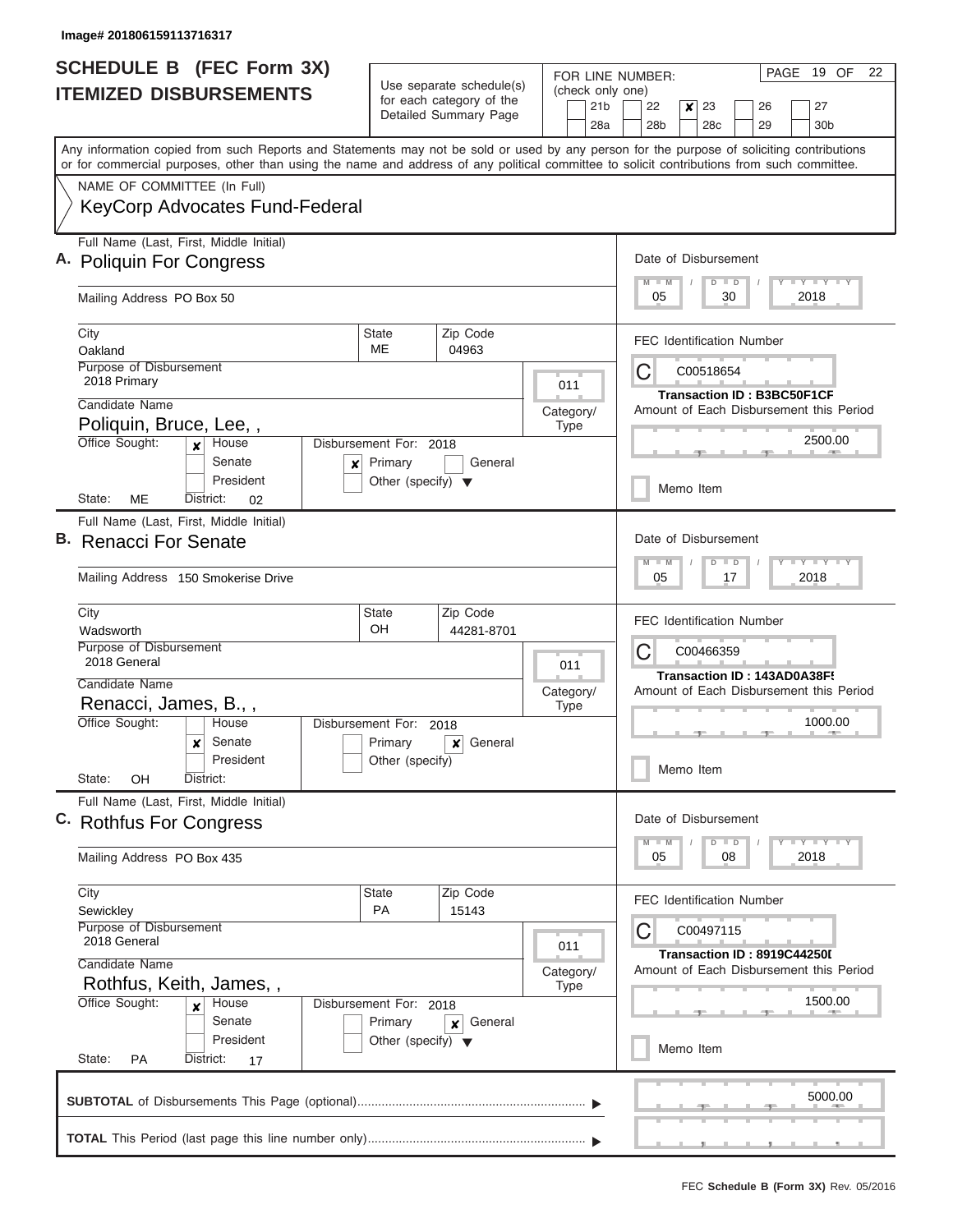Image# 201806159113716317

# SCHEDULE B (FEC Form 3X) ITEMIZED DISBURSEMENTS

Use separate schedule(s) for each category of the Detailed Summary Page

FOR LINE NUMBER: (check only one)

21b | 22 | **x** 23 | 26 | 27
28a | 28b | 28c | 29 | 30b

PAGE 19 OF 22

Any information copied from such Reports and Statements may not be sold or used by any person for the purpose of soliciting contributions or for commercial purposes, other than using the name and address of any political committee to solicit contributions from such committee.

NAME OF COMMITTEE (In Full)

KeyCorp Advocates Fund-Federal

---

**A.** Full Name (Last, First, Middle Initial): Poliquin For Congress

Mailing Address: PO Box 50

City: Oakland | State: ME | Zip Code: 04963

Purpose of Disbursement: 2018 Primary

Category/Type: 011

Candidate Name: Poliquin, Bruce, Lee, ,

Office Sought: **x** House | Senate | President

State: ME District: 02

Disbursement For: 2018 — **x** Primary | General | Other (specify)

Date of Disbursement: 05 / 30 / 2018

FEC Identification Number: C00518654

Transaction ID : B3BC50F1CF

Amount of Each Disbursement this Period: 2500.00

Memo Item

---

**B.** Full Name (Last, First, Middle Initial): Renacci For Senate

Mailing Address: 150 Smokerise Drive

City: Wadsworth | State: OH | Zip Code: 44281-8701

Purpose of Disbursement: 2018 General

Category/Type: 011

Candidate Name: Renacci, James, B., ,

Office Sought: House | **x** Senate | President

State: OH District:

Disbursement For: 2018 — Primary | **x** General | Other (specify)

Date of Disbursement: 05 / 17 / 2018

FEC Identification Number: C00466359

Transaction ID : 143AD0A38F5

Amount of Each Disbursement this Period: 1000.00

Memo Item

---

**C.** Full Name (Last, First, Middle Initial): Rothfus For Congress

Mailing Address: PO Box 435

City: Sewickley | State: PA | Zip Code: 15143

Purpose of Disbursement: 2018 General

Category/Type: 011

Candidate Name: Rothfus, Keith, James, ,

Office Sought: **x** House | Senate | President

State: PA District: 17

Disbursement For: 2018 — Primary | **x** General | Other (specify)

Date of Disbursement: 05 / 08 / 2018

FEC Identification Number: C00497115

Transaction ID : 8919C44250I

Amount of Each Disbursement this Period: 1500.00

Memo Item

---

**SUBTOTAL** of Disbursements This Page (optional): 5000.00

**TOTAL** This Period (last page this line number only):

FEC **Schedule B (Form 3X)** Rev. 05/2016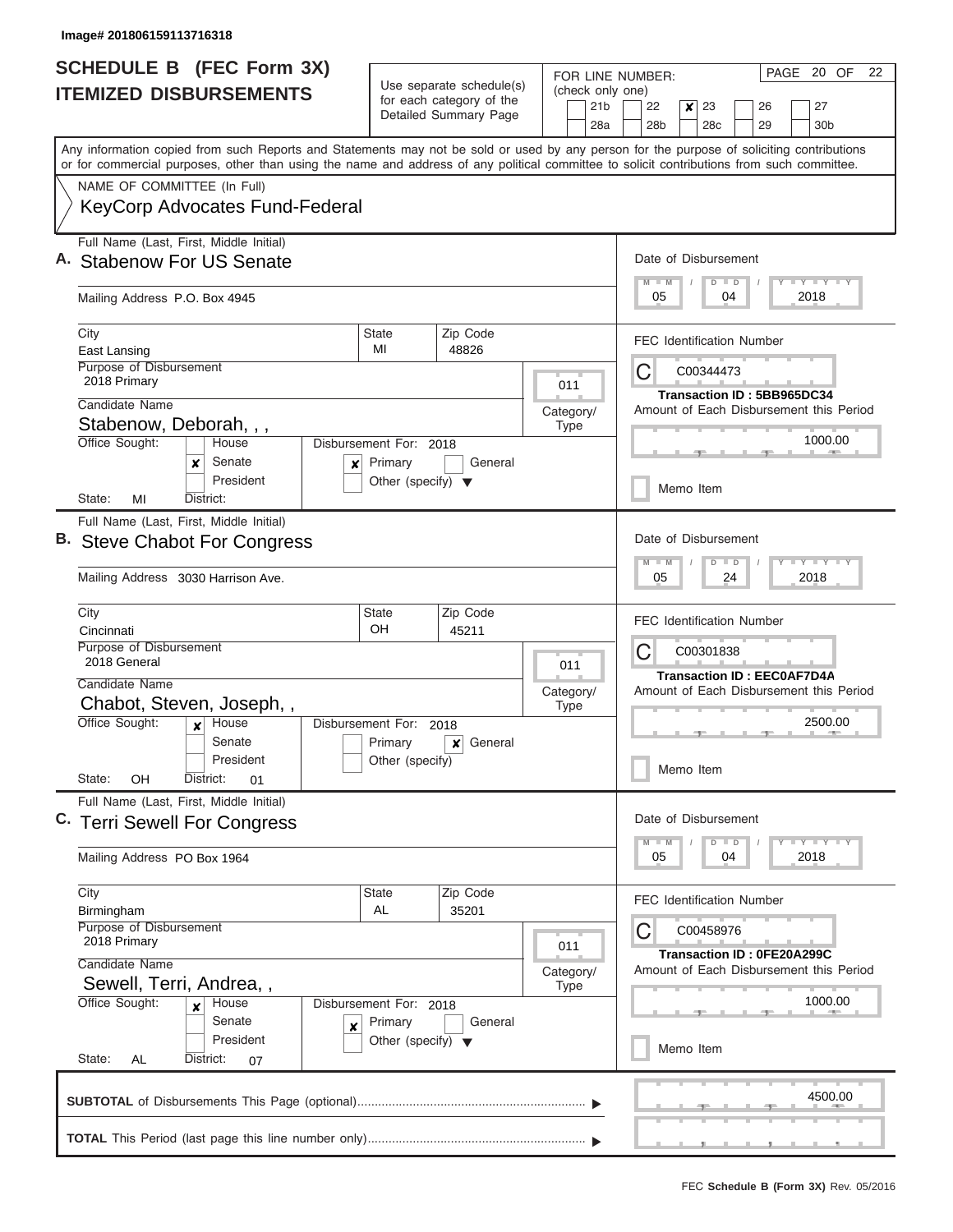Image# 201806159113716318

# SCHEDULE B (FEC Form 3X) ITEMIZED DISBURSEMENTS

Use separate schedule(s) for each category of the Detailed Summary Page

FOR LINE NUMBER: (check only one)

21b | 22 | **[x] 23** | 26 | 27 | 28a | 28b | 28c | 29 | 30b

Any information copied from such Reports and Statements may not be sold or used by any person for the purpose of soliciting contributions or for commercial purposes, other than using the name and address of any political committee to solicit contributions from such committee.

NAME OF COMMITTEE (In Full)

KeyCorp Advocates Fund-Federal

---

## A.

Full Name (Last, First, Middle Initial): **Stabenow For US Senate**

Mailing Address: P.O. Box 4945

City: East Lansing | State: MI | Zip Code: 48826

Purpose of Disbursement: 2018 Primary

Category/Type: 011

Candidate Name: Stabenow, Deborah, , ,

Office Sought: [x] Senate

Disbursement For: 2018 [x] Primary

State: MI | District:

Date of Disbursement: 05/04/2018

FEC Identification Number: C00344473

Transaction ID : 5BB965DC34

Amount of Each Disbursement this Period: 1000.00

Memo Item: [ ]

---

## B.

Full Name (Last, First, Middle Initial): **Steve Chabot For Congress**

Mailing Address: 3030 Harrison Ave.

City: Cincinnati | State: OH | Zip Code: 45211

Purpose of Disbursement: 2018 General

Category/Type: 011

Candidate Name: Chabot, Steven, Joseph, ,

Office Sought: [x] House

Disbursement For: 2018 [x] General

State: OH | District: 01

Date of Disbursement: 05/24/2018

FEC Identification Number: C00301838

Transaction ID : EEC0AF7D4A

Amount of Each Disbursement this Period: 2500.00

Memo Item: [ ]

---

## C.

Full Name (Last, First, Middle Initial): **Terri Sewell For Congress**

Mailing Address: PO Box 1964

City: Birmingham | State: AL | Zip Code: 35201

Purpose of Disbursement: 2018 Primary

Category/Type: 011

Candidate Name: Sewell, Terri, Andrea, ,

Office Sought: [x] House

Disbursement For: 2018 [x] Primary

State: AL | District: 07

Date of Disbursement: 05/04/2018

FEC Identification Number: C00458976

Transaction ID : 0FE20A299C

Amount of Each Disbursement this Period: 1000.00

Memo Item: [ ]

---

**SUBTOTAL** of Disbursements This Page (optional): 4500.00

**TOTAL** This Period (last page this line number only):

FEC **Schedule B (Form 3X)** Rev. 05/2016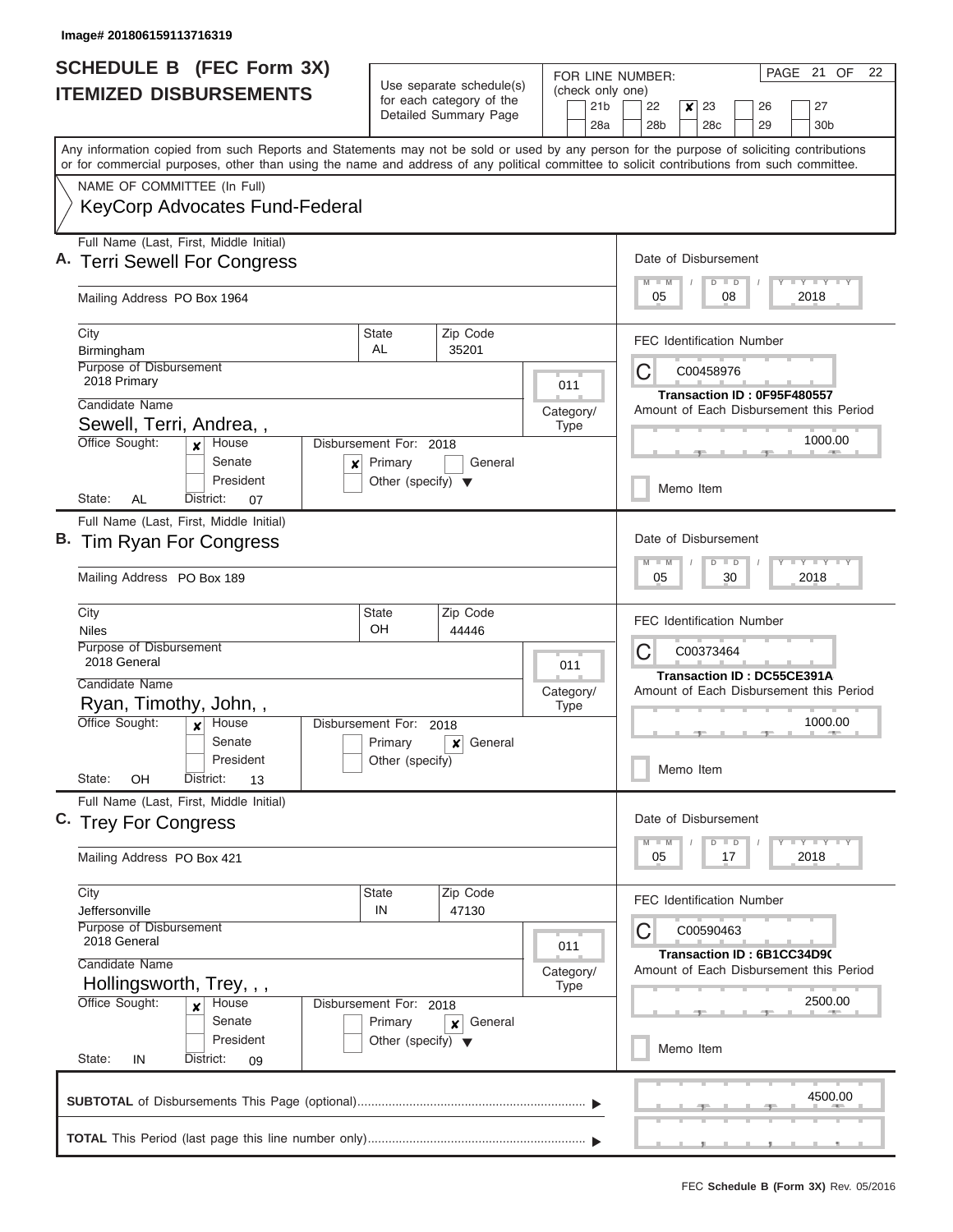Image# 201806159113716319

# SCHEDULE B (FEC Form 3X)
## ITEMIZED DISBURSEMENTS

Use separate schedule(s) for each category of the Detailed Summary Page

FOR LINE NUMBER: (check only one)

21b | 22 | **[x] 23** | 26 | 27 | 28a | 28b | 28c | 29 | 30b

PAGE 21 OF 22

Any information copied from such Reports and Statements may not be sold or used by any person for the purpose of soliciting contributions or for commercial purposes, other than using the name and address of any political committee to solicit contributions from such committee.

NAME OF COMMITTEE (In Full)

KeyCorp Advocates Fund-Federal

---

**A.** Full Name (Last, First, Middle Initial): **Terri Sewell For Congress**

Mailing Address: PO Box 1964

City: Birmingham | State: AL | Zip Code: 35201

Purpose of Disbursement: 2018 Primary

Category/Type: 011

Candidate Name: Sewell, Terri, Andrea, ,

Office Sought: [x] House [ ] Senate [ ] President

State: AL District: 07

Disbursement For: 2018 [x] Primary [ ] General [ ] Other (specify)

Date of Disbursement: 05/08/2018

FEC Identification Number: C00458976

Transaction ID : 0F95F480557

Amount of Each Disbursement this Period: 1000.00

[ ] Memo Item

---

**B.** Full Name (Last, First, Middle Initial): **Tim Ryan For Congress**

Mailing Address: PO Box 189

City: Niles | State: OH | Zip Code: 44446

Purpose of Disbursement: 2018 General

Category/Type: 011

Candidate Name: Ryan, Timothy, John, ,

Office Sought: [x] House [ ] Senate [ ] President

State: OH District: 13

Disbursement For: 2018 [ ] Primary [x] General [ ] Other (specify)

Date of Disbursement: 05/30/2018

FEC Identification Number: C00373464

Transaction ID : DC55CE391A

Amount of Each Disbursement this Period: 1000.00

[ ] Memo Item

---

**C.** Full Name (Last, First, Middle Initial): **Trey For Congress**

Mailing Address: PO Box 421

City: Jeffersonville | State: IN | Zip Code: 47130

Purpose of Disbursement: 2018 General

Category/Type: 011

Candidate Name: Hollingsworth, Trey, , ,

Office Sought: [x] House [ ] Senate [ ] President

State: IN District: 09

Disbursement For: 2018 [ ] Primary [x] General [ ] Other (specify)

Date of Disbursement: 05/17/2018

FEC Identification Number: C00590463

Transaction ID : 6B1CC34D9C

Amount of Each Disbursement this Period: 2500.00

[ ] Memo Item

---

**SUBTOTAL** of Disbursements This Page (optional): 4500.00

**TOTAL** This Period (last page this line number only):

FEC **Schedule B (Form 3X)** Rev. 05/2016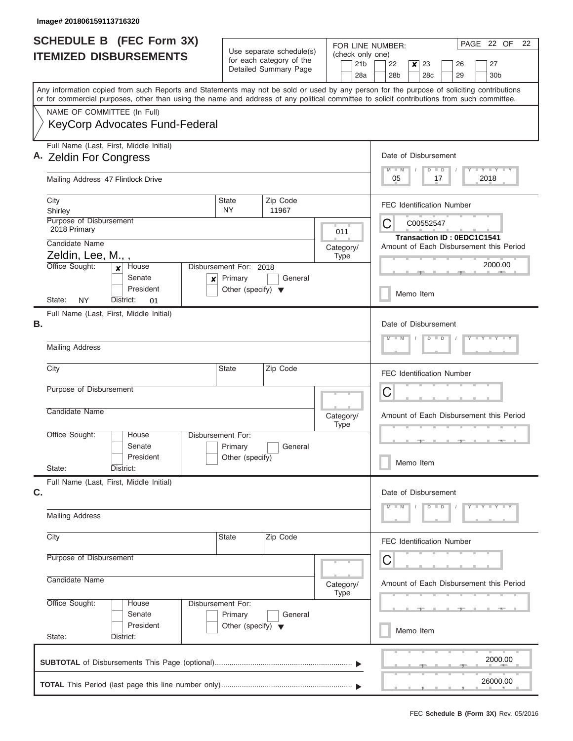Image# 201806159113716320

# SCHEDULE B (FEC Form 3X)
## ITEMIZED DISBURSEMENTS

Use separate schedule(s) for each category of the Detailed Summary Page

FOR LINE NUMBER: (check only one)

21b, 22, **[x] 23**, 26, 27, 28a, 28b, 28c, 29, 30b

PAGE 22 OF 22

Any information copied from such Reports and Statements may not be sold or used by any person for the purpose of soliciting contributions or for commercial purposes, other than using the name and address of any political committee to solicit contributions from such committee.

NAME OF COMMITTEE (In Full)

KeyCorp Advocates Fund-Federal

---

**A.** Full Name (Last, First, Middle Initial): Zeldin For Congress

Mailing Address: 47 Flintlock Drive

City: Shirley | State: NY | Zip Code: 11967

Purpose of Disbursement: 2018 Primary

Category/Type: 011

Candidate Name: Zeldin, Lee, M., ,

Office Sought: [x] House [ ] Senate [ ] President

State: NY District: 01

Disbursement For: 2018 [x] Primary [ ] General [ ] Other (specify)

Date of Disbursement: 05 / 17 / 2018

FEC Identification Number: C00552547

Transaction ID : 0EDC1C1541

Amount of Each Disbursement this Period: 2000.00

[ ] Memo Item

---

**B.** Full Name (Last, First, Middle Initial):

Mailing Address

City | State | Zip Code

Purpose of Disbursement

Category/Type

Candidate Name

Office Sought: [ ] House [ ] Senate [ ] President

State: District:

Disbursement For: [ ] Primary [ ] General [ ] Other (specify)

Date of Disbursement

FEC Identification Number: C

Amount of Each Disbursement this Period

[ ] Memo Item

---

**C.** Full Name (Last, First, Middle Initial):

Mailing Address

City | State | Zip Code

Purpose of Disbursement

Category/Type

Candidate Name

Office Sought: [ ] House [ ] Senate [ ] President

State: District:

Disbursement For: [ ] Primary [ ] General [ ] Other (specify)

Date of Disbursement

FEC Identification Number: C

Amount of Each Disbursement this Period

[ ] Memo Item

---

**SUBTOTAL** of Disbursements This Page (optional): 2000.00

**TOTAL** This Period (last page this line number only): 26000.00

FEC **Schedule B (Form 3X)** Rev. 05/2016